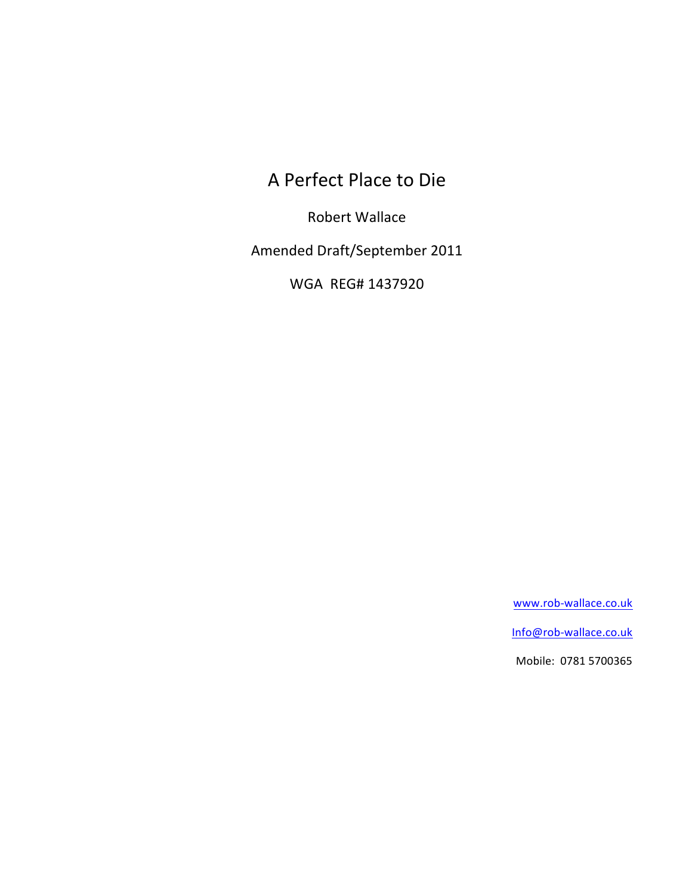# A Perfect Place to Die

Robert Wallace

Amended Draft/September 2011

WGA REG# 1437920

www.rob-wallace.co.uk

Info@rob-wallace.co.uk

Mobile: 0781 5700365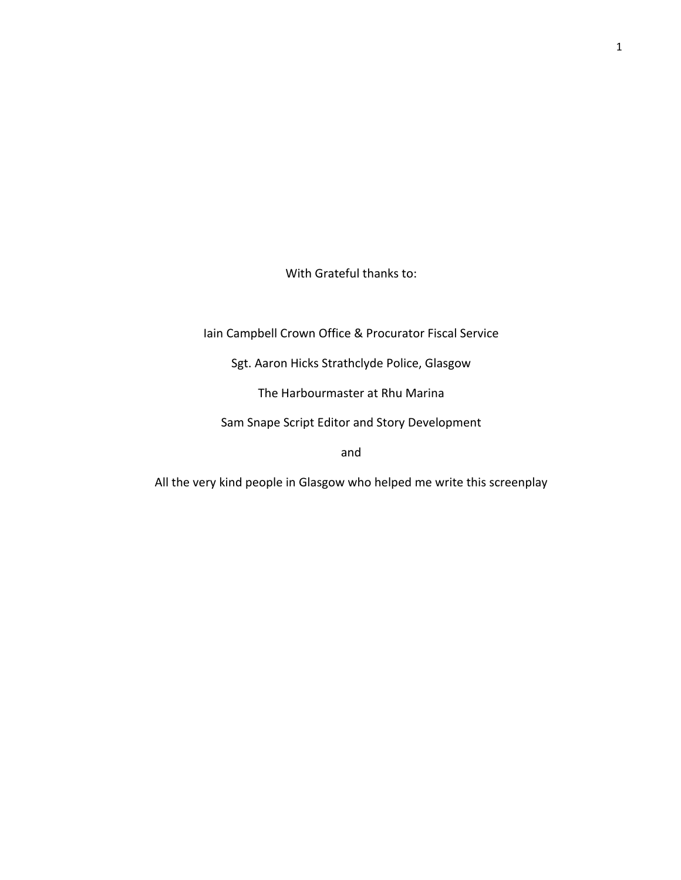With Grateful thanks to:

Iain Campbell Crown Office & Procurator Fiscal Service

Sgt. Aaron Hicks Strathclyde Police, Glasgow

The Harbourmaster at Rhu Marina

Sam Snape Script Editor and Story Development

and

All the very kind people in Glasgow who helped me write this screenplay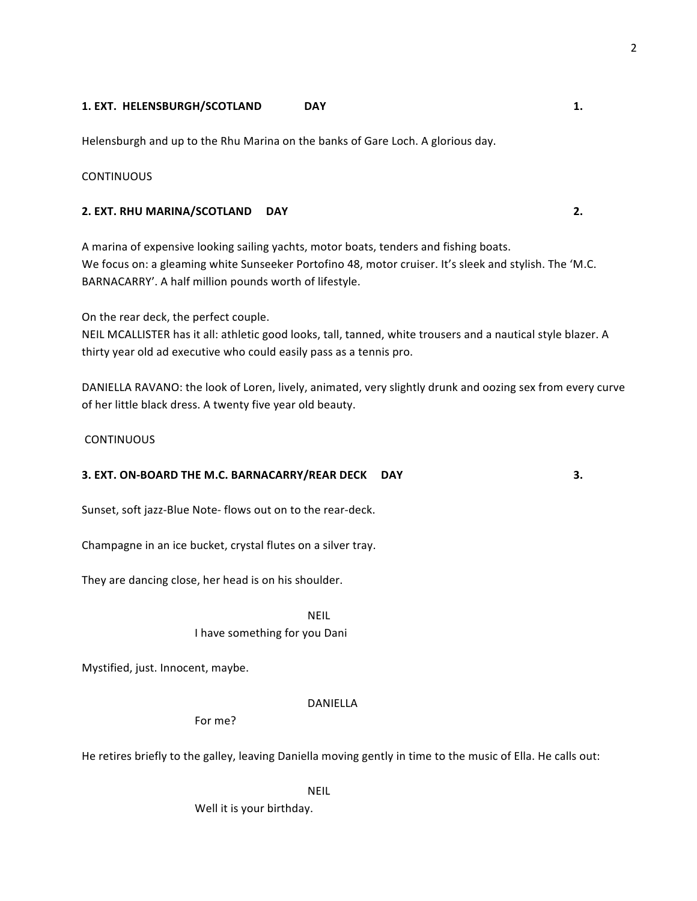**1. EXT. HELENSBURGH/SCOTLAND DAY 1.**

Helensburgh and up to the Rhu Marina on the banks of Gare Loch. A glorious day.

CONTINUOUS

**2. EXT. RHU MARINA/SCOTLAND DAY 2.**

A marina of expensive looking sailing yachts, motor boats, tenders and fishing boats.
We focus on: a gleaming white Sunseeker Portofino 48, motor cruiser. It's sleek and stylish. The 'M.C. BARNACARRY'. A half million pounds worth of lifestyle.

On the rear deck, the perfect couple.
NEIL MCALLISTER has it all: athletic good looks, tall, tanned, white trousers and a nautical style blazer. A thirty year old ad executive who could easily pass as a tennis pro.

DANIELLA RAVANO: the look of Loren, lively, animated, very slightly drunk and oozing sex from every curve of her little black dress. A twenty five year old beauty.

CONTINUOUS

**3. EXT. ON-BOARD THE M.C. BARNACARRY/REAR DECK DAY 3.**

Sunset, soft jazz-Blue Note- flows out on to the rear-deck.

Champagne in an ice bucket, crystal flutes on a silver tray.

They are dancing close, her head is on his shoulder.

NEIL

I have something for you Dani

Mystified, just. Innocent, maybe.

DANIELLA

For me?

He retires briefly to the galley, leaving Daniella moving gently in time to the music of Ella. He calls out:

NEIL

Well it is your birthday.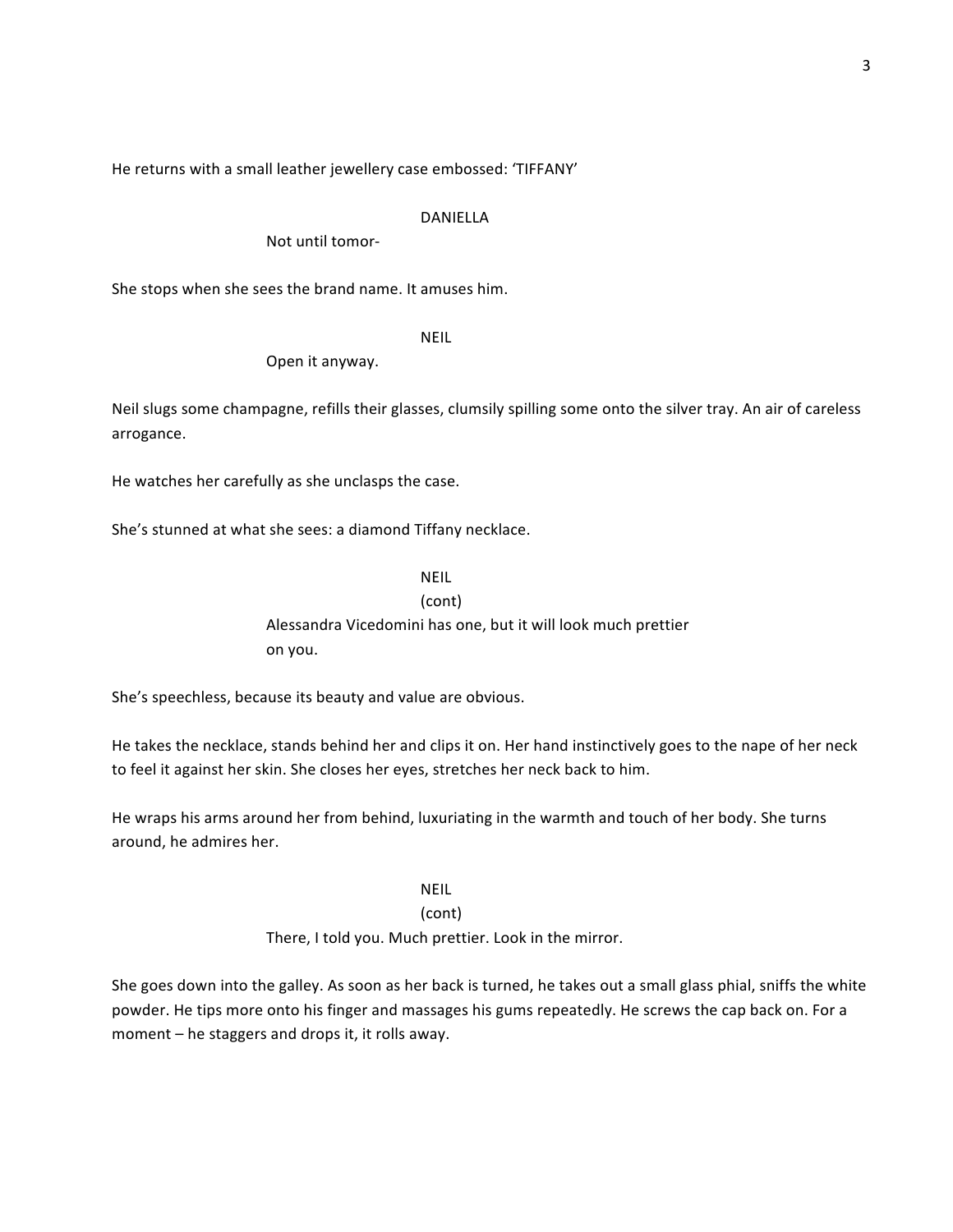He returns with a small leather jewellery case embossed: 'TIFFANY'

DANIELLA

Not until tomor-

She stops when she sees the brand name. It amuses him.

NEIL

Open it anyway.

Neil slugs some champagne, refills their glasses, clumsily spilling some onto the silver tray. An air of careless arrogance.

He watches her carefully as she unclasps the case.

She's stunned at what she sees: a diamond Tiffany necklace.

NEIL

(cont)

Alessandra Vicedomini has one, but it will look much prettier on you.

She's speechless, because its beauty and value are obvious.

He takes the necklace, stands behind her and clips it on. Her hand instinctively goes to the nape of her neck to feel it against her skin. She closes her eyes, stretches her neck back to him.

He wraps his arms around her from behind, luxuriating in the warmth and touch of her body. She turns around, he admires her.

NEIL

(cont)

There, I told you. Much prettier. Look in the mirror.

She goes down into the galley. As soon as her back is turned, he takes out a small glass phial, sniffs the white powder. He tips more onto his finger and massages his gums repeatedly. He screws the cap back on. For a moment – he staggers and drops it, it rolls away.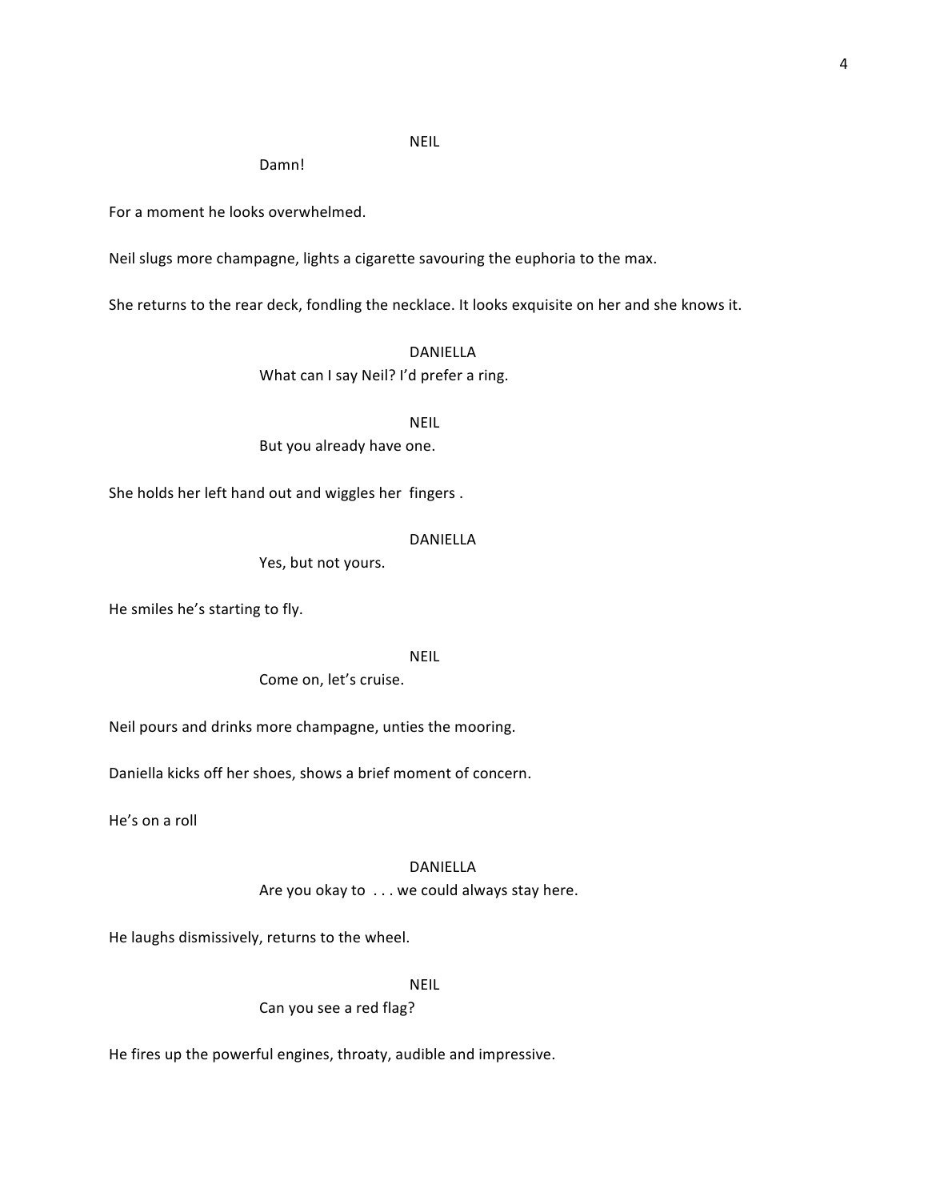NEIL

Damn!

For a moment he looks overwhelmed.

Neil slugs more champagne, lights a cigarette savouring the euphoria to the max.

She returns to the rear deck, fondling the necklace. It looks exquisite on her and she knows it.

DANIELLA

What can I say Neil? I'd prefer a ring.

NEIL

But you already have one.

She holds her left hand out and wiggles her fingers .

DANIELLA

Yes, but not yours.

He smiles he's starting to fly.

NEIL

Come on, let's cruise.

Neil pours and drinks more champagne, unties the mooring.

Daniella kicks off her shoes, shows a brief moment of concern.

He's on a roll

DANIELLA

Are you okay to . . . we could always stay here.

He laughs dismissively, returns to the wheel.

NEIL

Can you see a red flag?

He fires up the powerful engines, throaty, audible and impressive.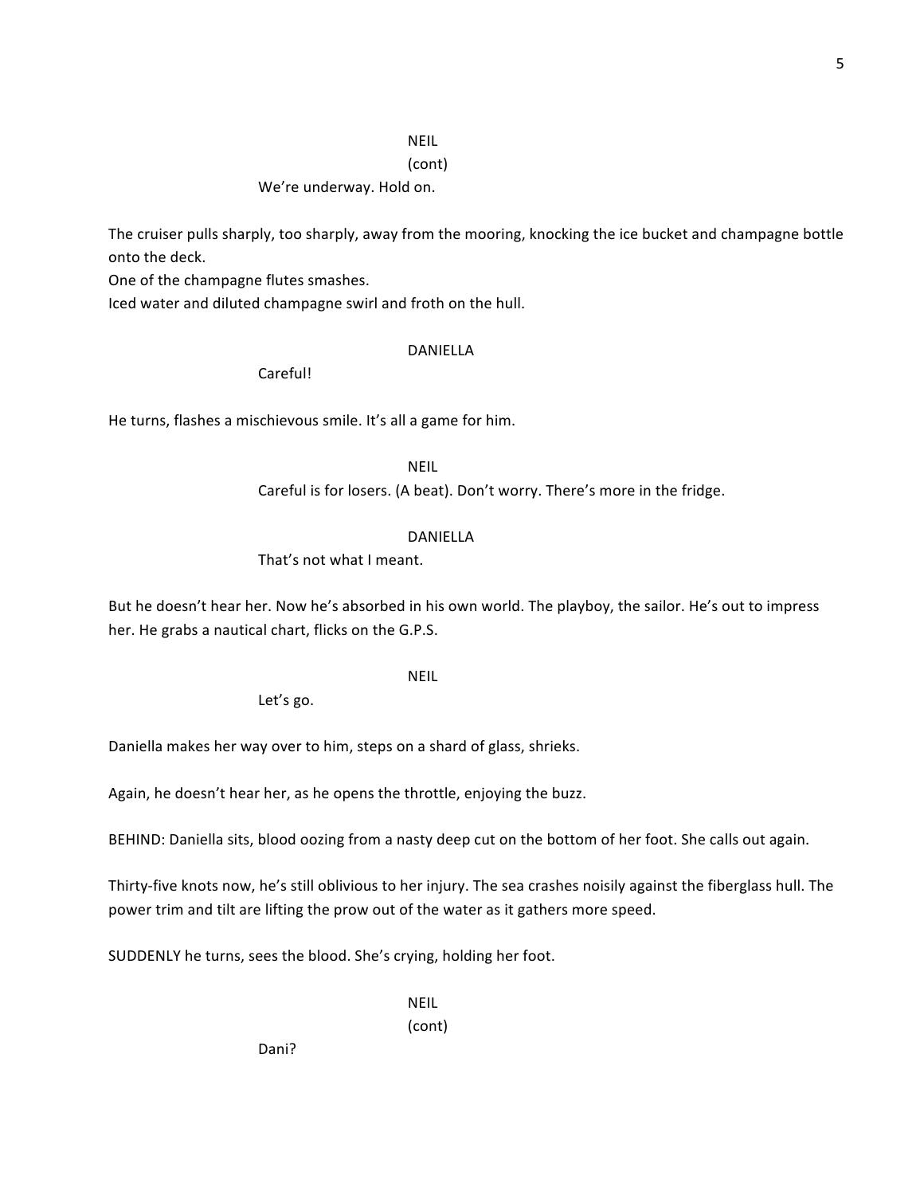NEIL
(cont)
We're underway. Hold on.

The cruiser pulls sharply, too sharply, away from the mooring, knocking the ice bucket and champagne bottle onto the deck.
One of the champagne flutes smashes.
Iced water and diluted champagne swirl and froth on the hull.

DANIELLA
Careful!

He turns, flashes a mischievous smile. It's all a game for him.

NEIL
Careful is for losers. (A beat). Don't worry. There's more in the fridge.

DANIELLA
That's not what I meant.

But he doesn't hear her. Now he's absorbed in his own world. The playboy, the sailor. He's out to impress her. He grabs a nautical chart, flicks on the G.P.S.

NEIL
Let's go.

Daniella makes her way over to him, steps on a shard of glass, shrieks.

Again, he doesn't hear her, as he opens the throttle, enjoying the buzz.

BEHIND: Daniella sits, blood oozing from a nasty deep cut on the bottom of her foot. She calls out again.

Thirty-five knots now, he's still oblivious to her injury. The sea crashes noisily against the fiberglass hull. The power trim and tilt are lifting the prow out of the water as it gathers more speed.

SUDDENLY he turns, sees the blood. She's crying, holding her foot.

NEIL
(cont)
Dani?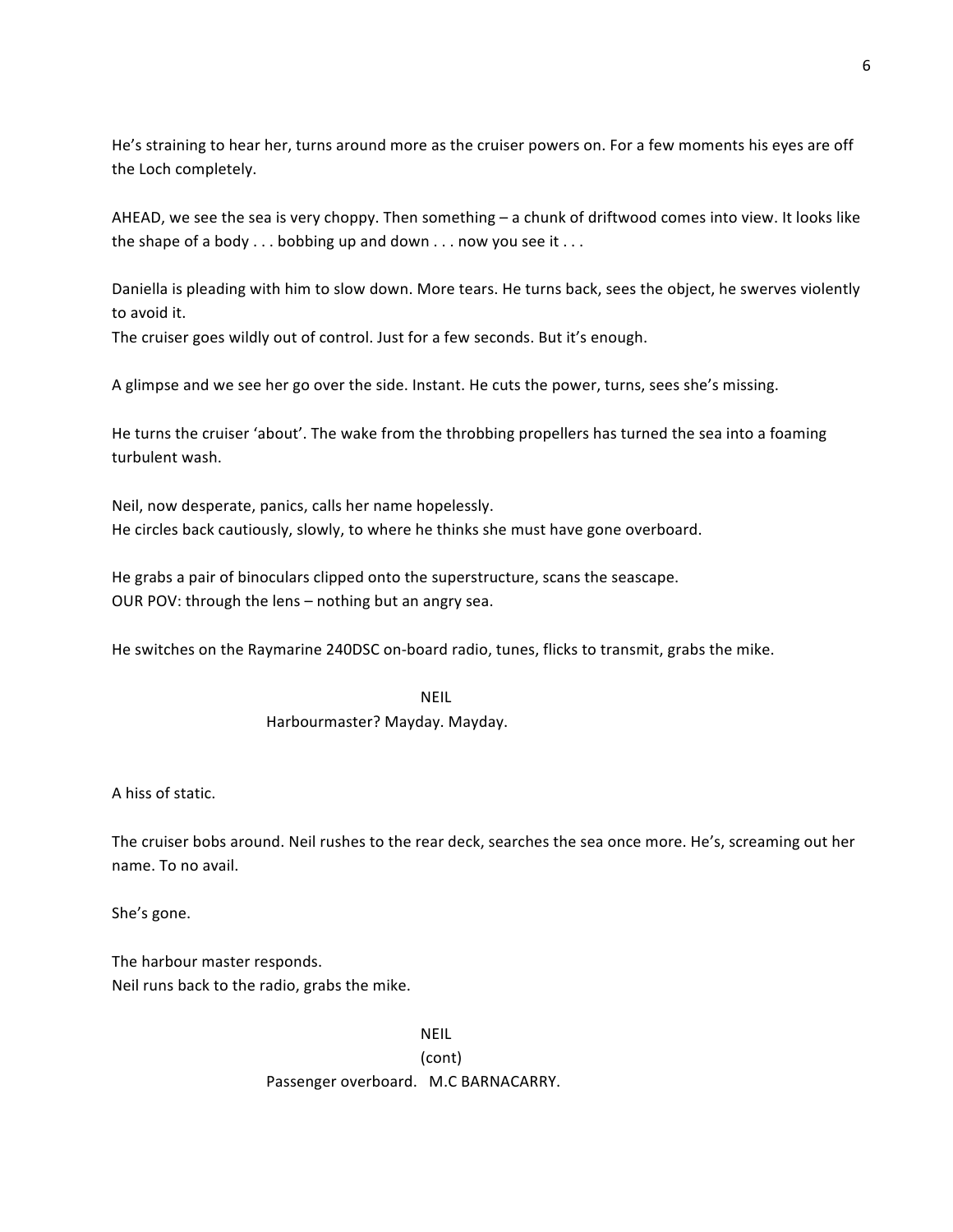He's straining to hear her, turns around more as the cruiser powers on. For a few moments his eyes are off the Loch completely.

AHEAD, we see the sea is very choppy. Then something – a chunk of driftwood comes into view. It looks like the shape of a body . . . bobbing up and down . . . now you see it . . .

Daniella is pleading with him to slow down. More tears. He turns back, sees the object, he swerves violently to avoid it.
The cruiser goes wildly out of control. Just for a few seconds. But it's enough.

A glimpse and we see her go over the side. Instant. He cuts the power, turns, sees she's missing.

He turns the cruiser 'about'. The wake from the throbbing propellers has turned the sea into a foaming turbulent wash.

Neil, now desperate, panics, calls her name hopelessly.
He circles back cautiously, slowly, to where he thinks she must have gone overboard.

He grabs a pair of binoculars clipped onto the superstructure, scans the seascape.
OUR POV: through the lens – nothing but an angry sea.

He switches on the Raymarine 240DSC on-board radio, tunes, flicks to transmit, grabs the mike.

NEIL
Harbourmaster? Mayday. Mayday.

A hiss of static.

The cruiser bobs around. Neil rushes to the rear deck, searches the sea once more. He's, screaming out her name. To no avail.

She's gone.

The harbour master responds.
Neil runs back to the radio, grabs the mike.

NEIL
(cont)
Passenger overboard. M.C BARNACARRY.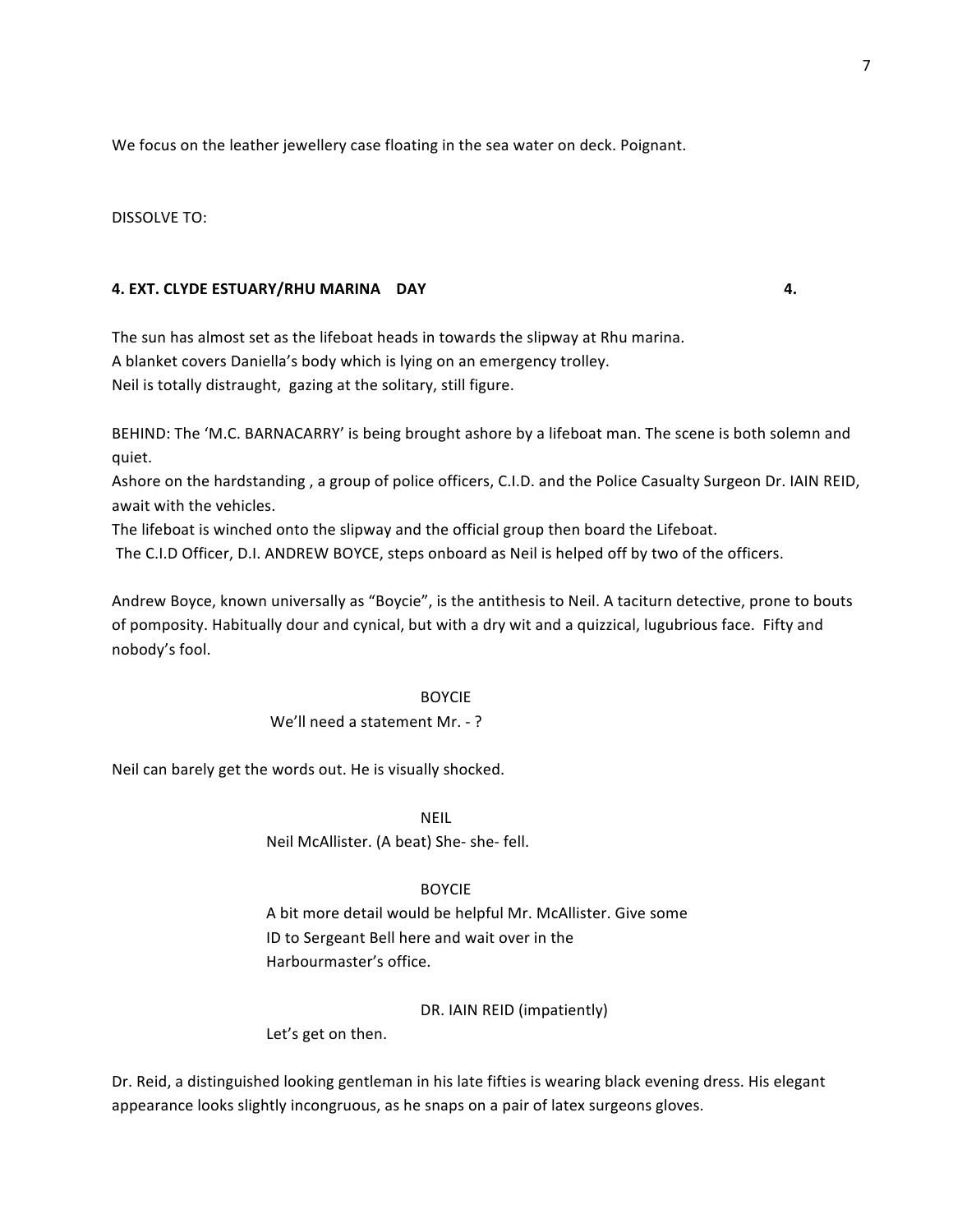We focus on the leather jewellery case floating in the sea water on deck. Poignant.

DISSOLVE TO:

**4. EXT. CLYDE ESTUARY/RHU MARINA DAY 4.**

The sun has almost set as the lifeboat heads in towards the slipway at Rhu marina.
A blanket covers Daniella's body which is lying on an emergency trolley.
Neil is totally distraught, gazing at the solitary, still figure.

BEHIND: The 'M.C. BARNACARRY' is being brought ashore by a lifeboat man. The scene is both solemn and quiet.
Ashore on the hardstanding , a group of police officers, C.I.D. and the Police Casualty Surgeon Dr. IAIN REID, await with the vehicles.
The lifeboat is winched onto the slipway and the official group then board the Lifeboat.
The C.I.D Officer, D.I. ANDREW BOYCE, steps onboard as Neil is helped off by two of the officers.

Andrew Boyce, known universally as "Boycie", is the antithesis to Neil. A taciturn detective, prone to bouts of pomposity. Habitually dour and cynical, but with a dry wit and a quizzical, lugubrious face. Fifty and nobody's fool.

BOYCIE

We'll need a statement Mr. - ?

Neil can barely get the words out. He is visually shocked.

NEIL

Neil McAllister. (A beat) She- she- fell.

BOYCIE

A bit more detail would be helpful Mr. McAllister. Give some ID to Sergeant Bell here and wait over in the Harbourmaster's office.

DR. IAIN REID (impatiently)

Let's get on then.

Dr. Reid, a distinguished looking gentleman in his late fifties is wearing black evening dress. His elegant appearance looks slightly incongruous, as he snaps on a pair of latex surgeons gloves.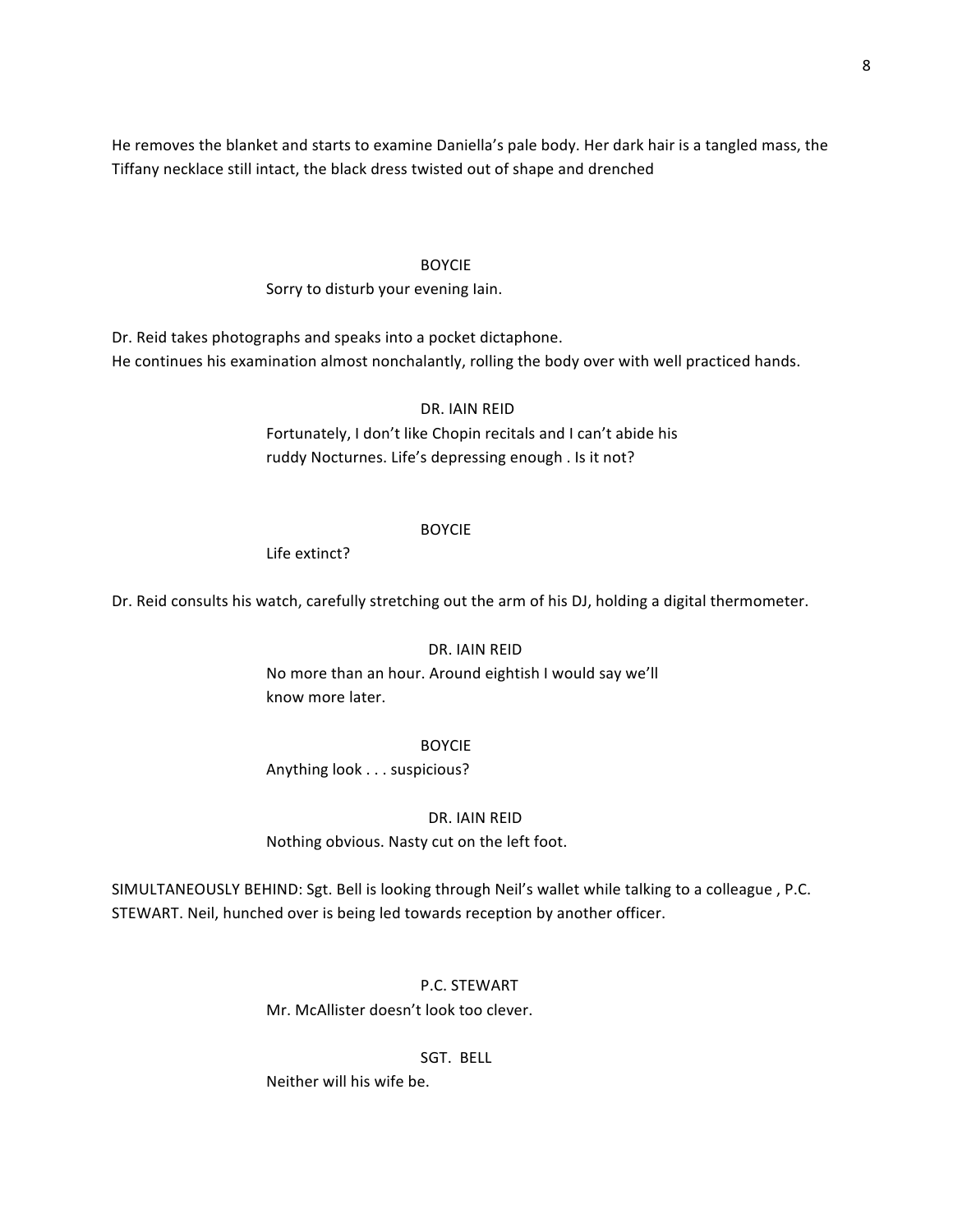He removes the blanket and starts to examine Daniella's pale body. Her dark hair is a tangled mass, the Tiffany necklace still intact, the black dress twisted out of shape and drenched

BOYCIE

Sorry to disturb your evening Iain.

Dr. Reid takes photographs and speaks into a pocket dictaphone.
He continues his examination almost nonchalantly, rolling the body over with well practiced hands.

DR. IAIN REID

Fortunately, I don't like Chopin recitals and I can't abide his ruddy Nocturnes. Life's depressing enough . Is it not?

BOYCIE

Life extinct?

Dr. Reid consults his watch, carefully stretching out the arm of his DJ, holding a digital thermometer.

DR. IAIN REID

No more than an hour. Around eightish I would say we'll know more later.

BOYCIE

Anything look . . . suspicious?

DR. IAIN REID

Nothing obvious. Nasty cut on the left foot.

SIMULTANEOUSLY BEHIND: Sgt. Bell is looking through Neil's wallet while talking to a colleague , P.C. STEWART. Neil, hunched over is being led towards reception by another officer.

P.C. STEWART

Mr. McAllister doesn't look too clever.

SGT. BELL

Neither will his wife be.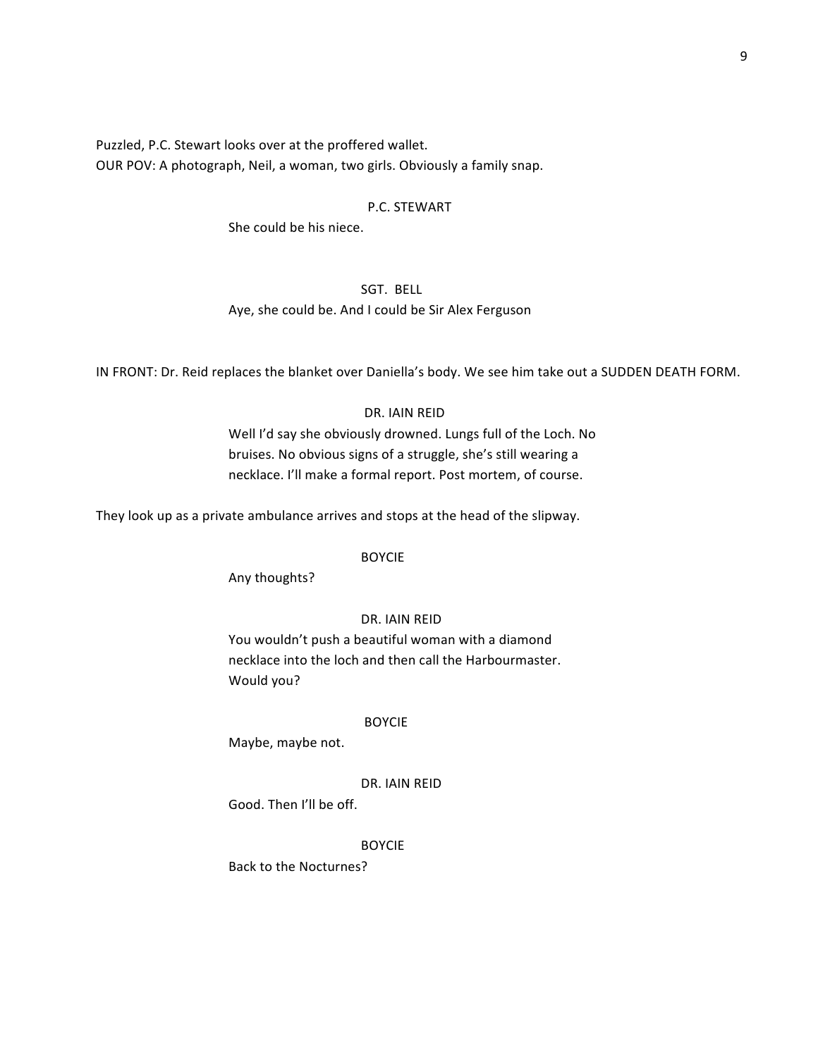Puzzled, P.C. Stewart looks over at the proffered wallet.
OUR POV: A photograph, Neil, a woman, two girls. Obviously a family snap.

P.C. STEWART

She could be his niece.

SGT. BELL

Aye, she could be. And I could be Sir Alex Ferguson

IN FRONT: Dr. Reid replaces the blanket over Daniella's body. We see him take out a SUDDEN DEATH FORM.

DR. IAIN REID

Well I'd say she obviously drowned. Lungs full of the Loch. No bruises. No obvious signs of a struggle, she's still wearing a necklace. I'll make a formal report. Post mortem, of course.

They look up as a private ambulance arrives and stops at the head of the slipway.

BOYCIE

Any thoughts?

DR. IAIN REID

You wouldn't push a beautiful woman with a diamond necklace into the loch and then call the Harbourmaster. Would you?

BOYCIE

Maybe, maybe not.

DR. IAIN REID

Good. Then I'll be off.

BOYCIE

Back to the Nocturnes?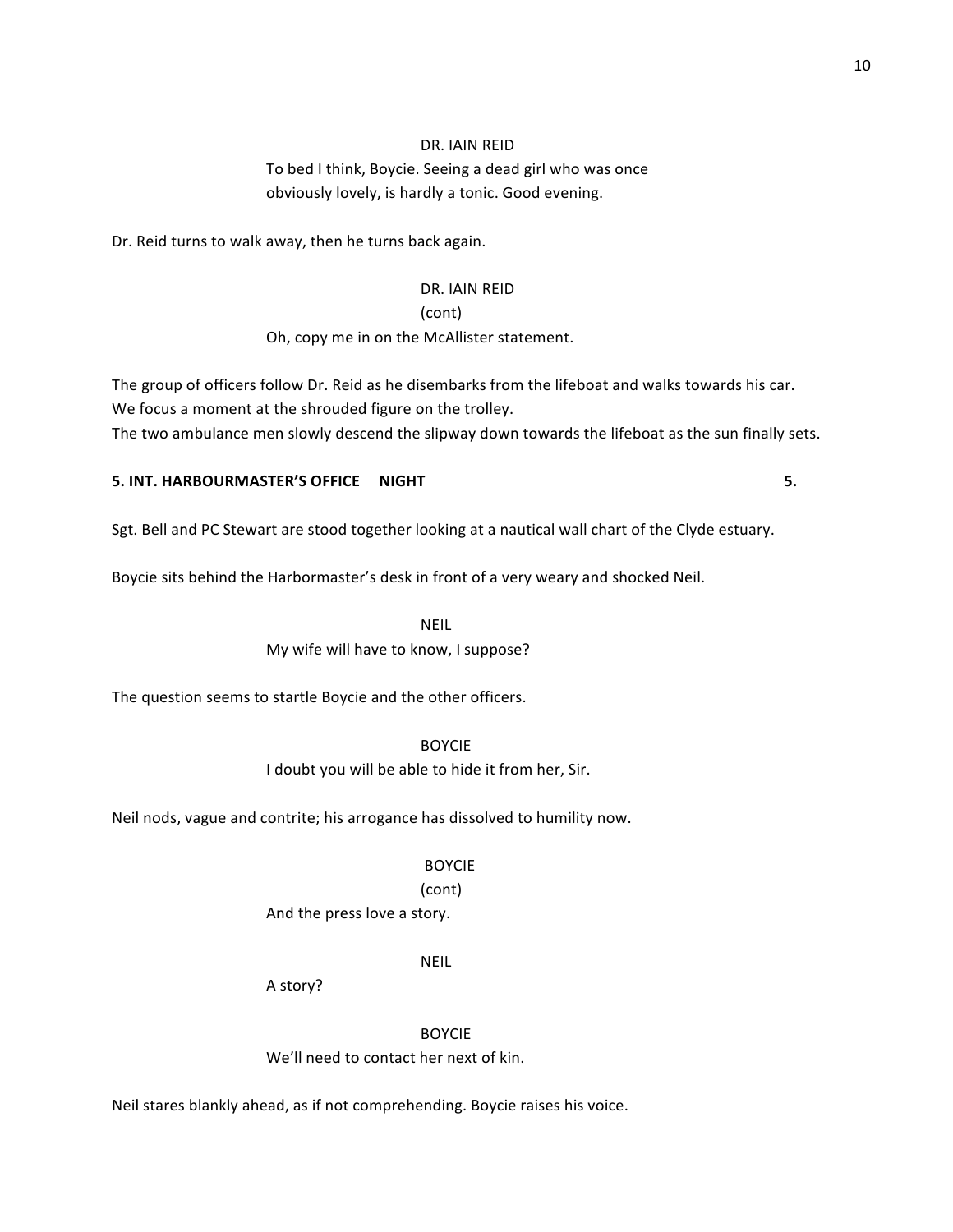DR. IAIN REID

To bed I think, Boycie. Seeing a dead girl who was once obviously lovely, is hardly a tonic. Good evening.

Dr. Reid turns to walk away, then he turns back again.

DR. IAIN REID
(cont)

Oh, copy me in on the McAllister statement.

The group of officers follow Dr. Reid as he disembarks from the lifeboat and walks towards his car.
We focus a moment at the shrouded figure on the trolley.
The two ambulance men slowly descend the slipway down towards the lifeboat as the sun finally sets.

**5. INT. HARBOURMASTER'S OFFICE NIGHT 5.**

Sgt. Bell and PC Stewart are stood together looking at a nautical wall chart of the Clyde estuary.

Boycie sits behind the Harbormaster's desk in front of a very weary and shocked Neil.

NEIL

My wife will have to know, I suppose?

The question seems to startle Boycie and the other officers.

BOYCIE

I doubt you will be able to hide it from her, Sir.

Neil nods, vague and contrite; his arrogance has dissolved to humility now.

BOYCIE
(cont)

And the press love a story.

NEIL

A story?

BOYCIE

We'll need to contact her next of kin.

Neil stares blankly ahead, as if not comprehending. Boycie raises his voice.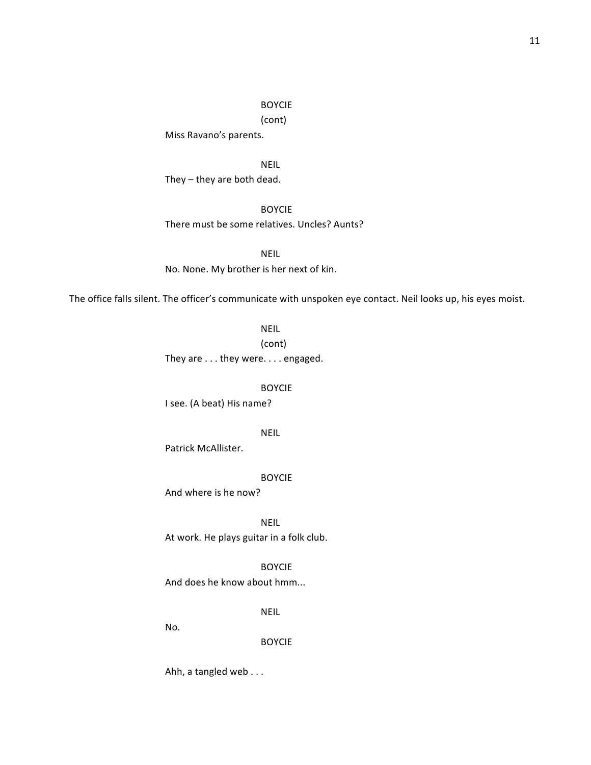BOYCIE
(cont)
Miss Ravano's parents.

NEIL
They – they are both dead.

BOYCIE
There must be some relatives. Uncles? Aunts?

NEIL
No. None. My brother is her next of kin.

The office falls silent. The officer's communicate with unspoken eye contact. Neil looks up, his eyes moist.

NEIL
(cont)
They are . . . they were. . . . engaged.

BOYCIE
I see. (A beat) His name?

NEIL
Patrick McAllister.

BOYCIE
And where is he now?

NEIL
At work. He plays guitar in a folk club.

BOYCIE
And does he know about hmm...

NEIL
No.

BOYCIE
Ahh, a tangled web . . .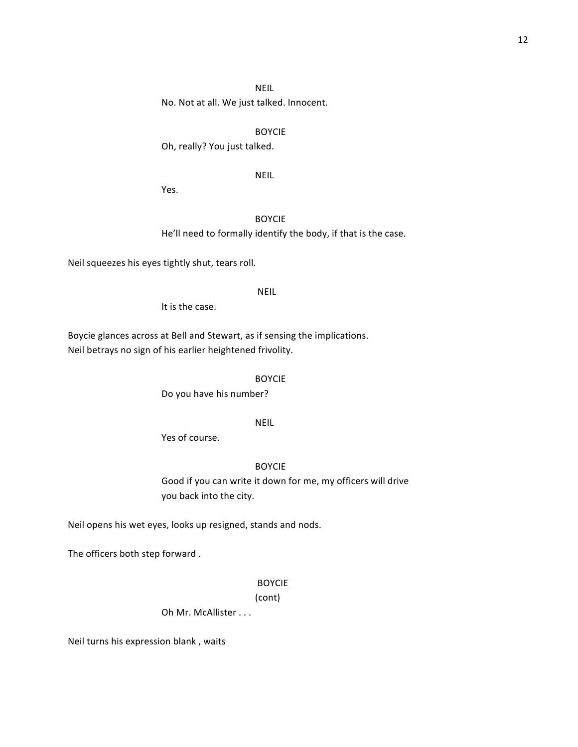NEIL

No. Not at all. We just talked. Innocent.

BOYCIE

Oh, really? You just talked.

NEIL

Yes.

BOYCIE

He'll need to formally identify the body, if that is the case.

Neil squeezes his eyes tightly shut, tears roll.

NEIL

It is the case.

Boycie glances across at Bell and Stewart, as if sensing the implications.
Neil betrays no sign of his earlier heightened frivolity.

BOYCIE

Do you have his number?

NEIL

Yes of course.

BOYCIE

Good if you can write it down for me, my officers will drive you back into the city.

Neil opens his wet eyes, looks up resigned, stands and nods.

The officers both step forward .

BOYCIE
(cont)

Oh Mr. McAllister . . .

Neil turns his expression blank , waits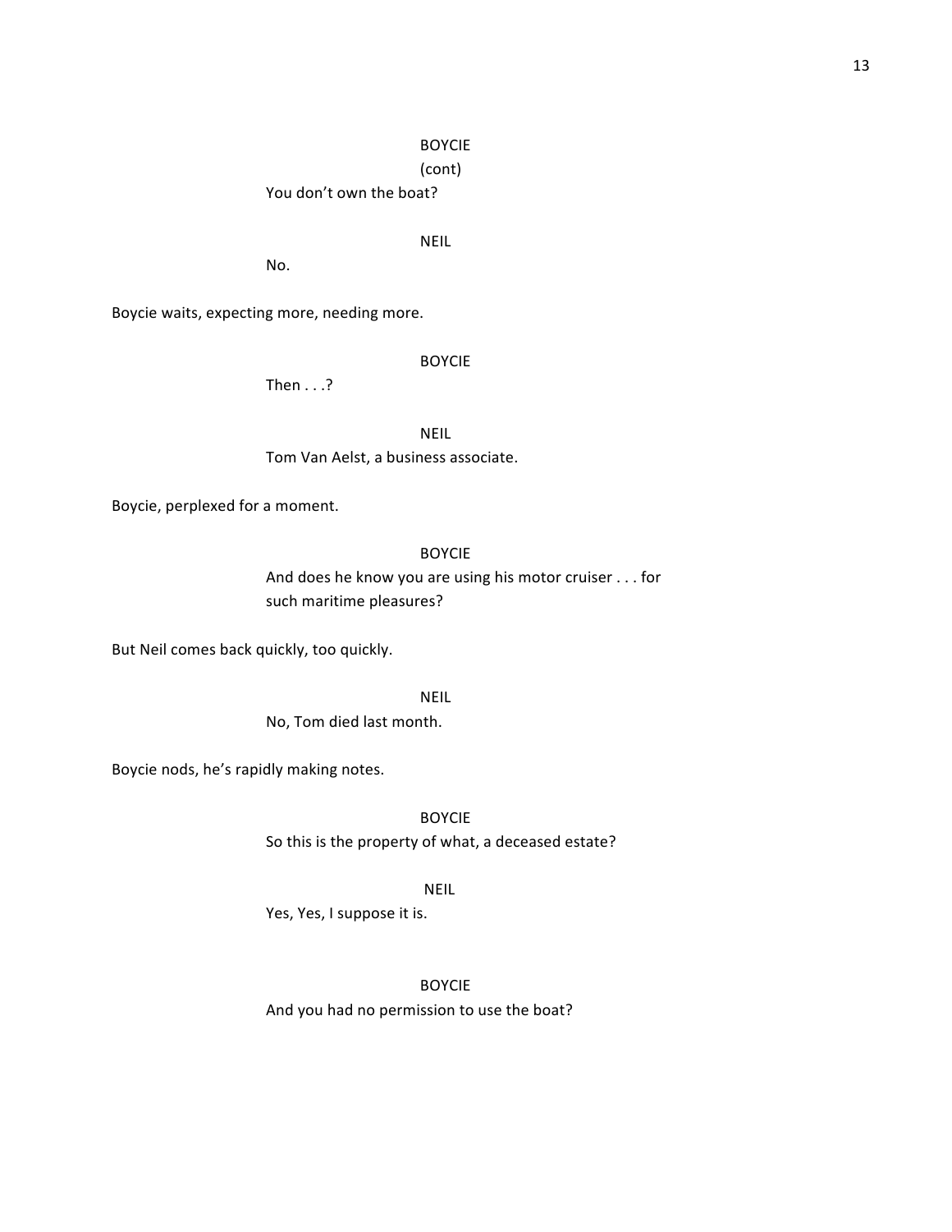BOYCIE
(cont)
You don't own the boat?

NEIL
No.

Boycie waits, expecting more, needing more.

BOYCIE
Then . . .?

NEIL
Tom Van Aelst, a business associate.

Boycie, perplexed for a moment.

BOYCIE
And does he know you are using his motor cruiser . . . for such maritime pleasures?

But Neil comes back quickly, too quickly.

NEIL
No, Tom died last month.

Boycie nods, he's rapidly making notes.

BOYCIE
So this is the property of what, a deceased estate?

NEIL
Yes, Yes, I suppose it is.

BOYCIE
And you had no permission to use the boat?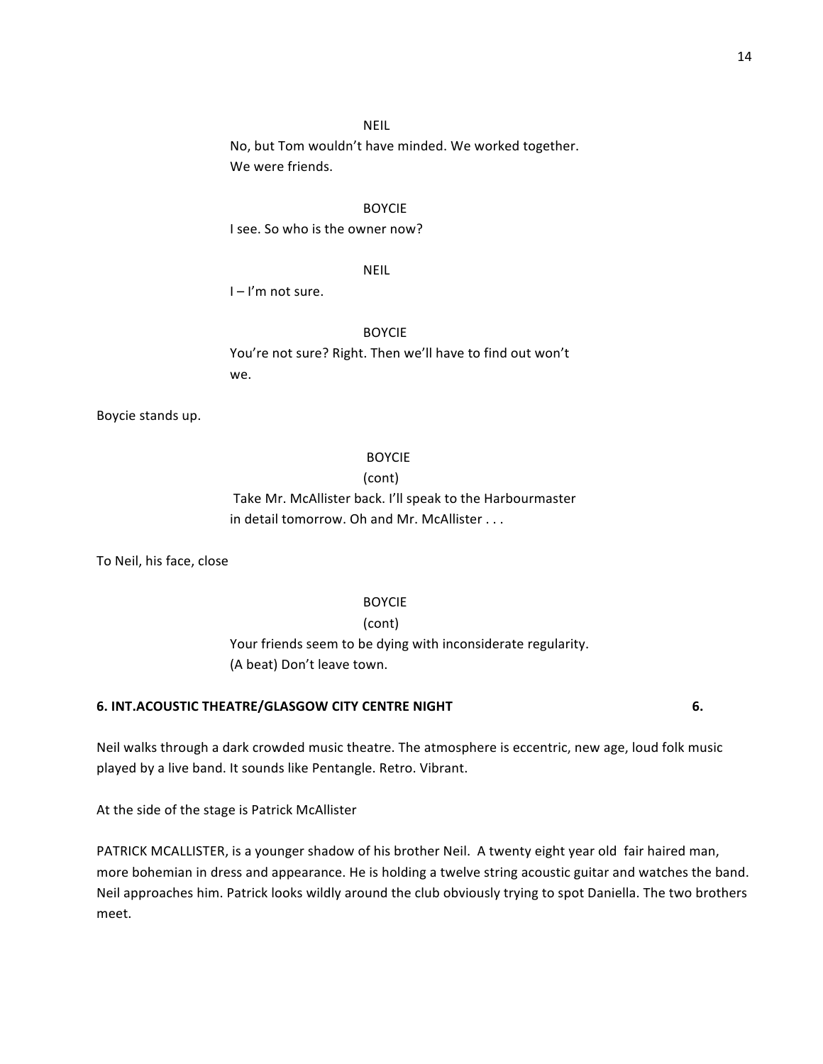NEIL

No, but Tom wouldn't have minded. We worked together. We were friends.

BOYCIE

I see. So who is the owner now?

NEIL

I – I'm not sure.

BOYCIE

You're not sure? Right. Then we'll have to find out won't we.

Boycie stands up.

BOYCIE

(cont)

Take Mr. McAllister back. I'll speak to the Harbourmaster in detail tomorrow. Oh and Mr. McAllister . . .

To Neil, his face, close

BOYCIE

(cont)

Your friends seem to be dying with inconsiderate regularity. (A beat) Don't leave town.

**6. INT.ACOUSTIC THEATRE/GLASGOW CITY CENTRE NIGHT 6.**

Neil walks through a dark crowded music theatre. The atmosphere is eccentric, new age, loud folk music played by a live band. It sounds like Pentangle. Retro. Vibrant.

At the side of the stage is Patrick McAllister

PATRICK MCALLISTER, is a younger shadow of his brother Neil. A twenty eight year old fair haired man, more bohemian in dress and appearance. He is holding a twelve string acoustic guitar and watches the band. Neil approaches him. Patrick looks wildly around the club obviously trying to spot Daniella. The two brothers meet.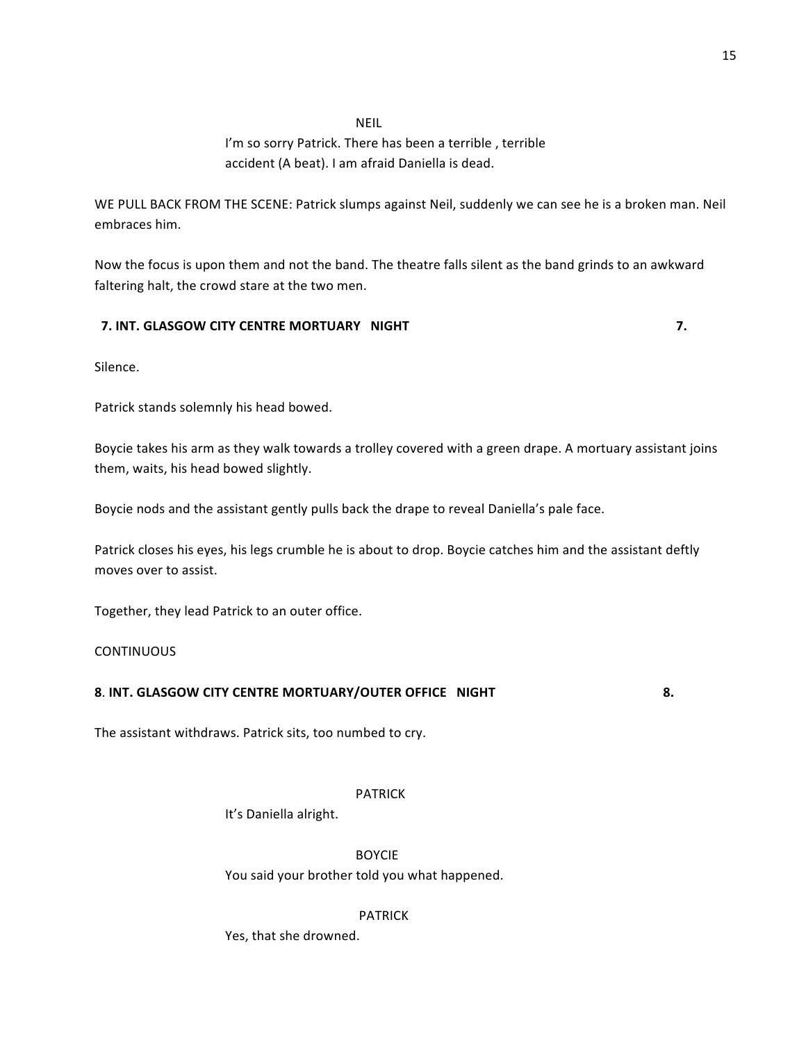NEIL

I'm so sorry Patrick. There has been a terrible , terrible accident (A beat). I am afraid Daniella is dead.

WE PULL BACK FROM THE SCENE: Patrick slumps against Neil, suddenly we can see he is a broken man. Neil embraces him.

Now the focus is upon them and not the band. The theatre falls silent as the band grinds to an awkward faltering halt, the crowd stare at the two men.

**7. INT. GLASGOW CITY CENTRE MORTUARY NIGHT 7.**

Silence.

Patrick stands solemnly his head bowed.

Boycie takes his arm as they walk towards a trolley covered with a green drape. A mortuary assistant joins them, waits, his head bowed slightly.

Boycie nods and the assistant gently pulls back the drape to reveal Daniella's pale face.

Patrick closes his eyes, his legs crumble he is about to drop. Boycie catches him and the assistant deftly moves over to assist.

Together, they lead Patrick to an outer office.

CONTINUOUS

**8. INT. GLASGOW CITY CENTRE MORTUARY/OUTER OFFICE NIGHT 8.**

The assistant withdraws. Patrick sits, too numbed to cry.

PATRICK

It's Daniella alright.

BOYCIE

You said your brother told you what happened.

PATRICK

Yes, that she drowned.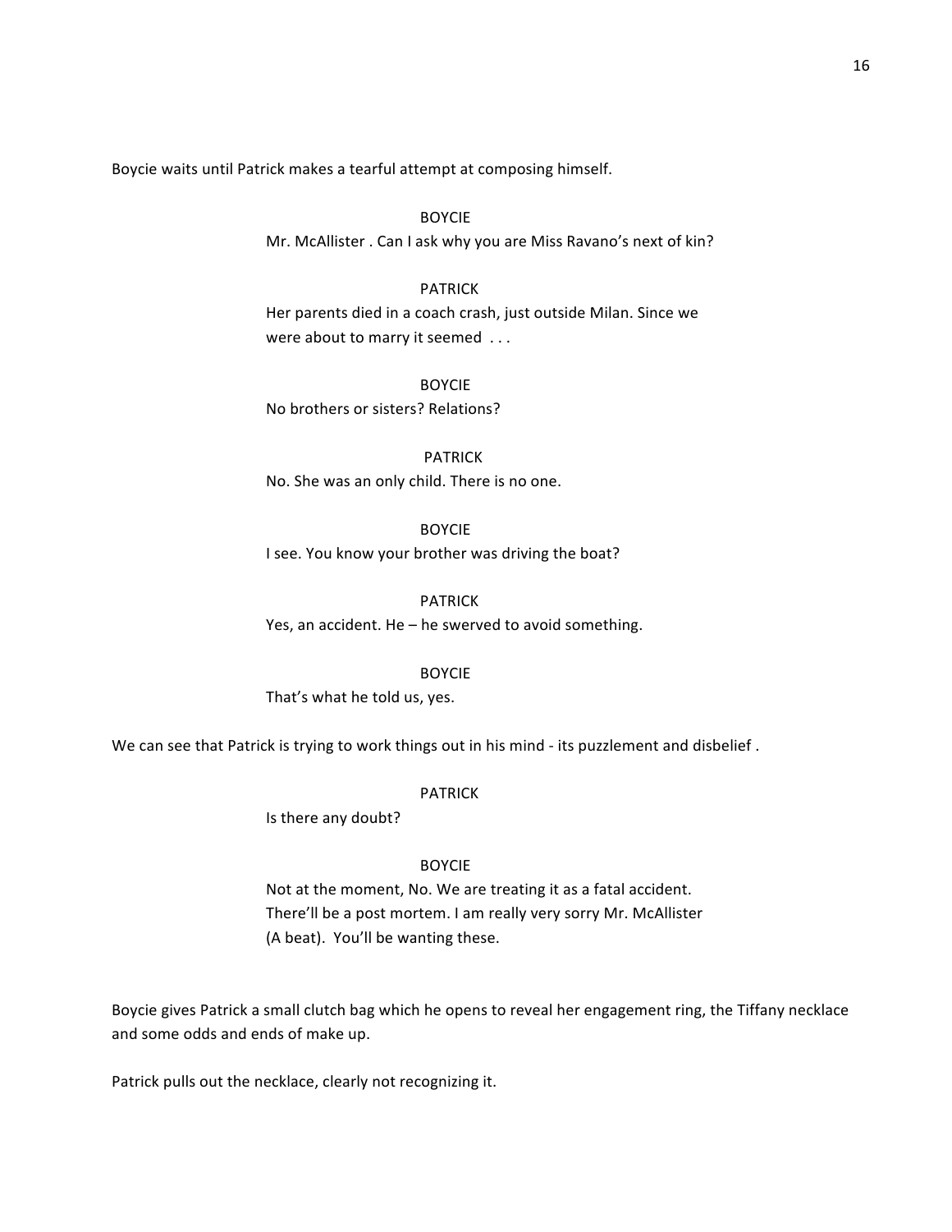Boycie waits until Patrick makes a tearful attempt at composing himself.

BOYCIE

Mr. McAllister . Can I ask why you are Miss Ravano's next of kin?

PATRICK

Her parents died in a coach crash, just outside Milan. Since we were about to marry it seemed . . .

BOYCIE

No brothers or sisters? Relations?

PATRICK

No. She was an only child. There is no one.

BOYCIE

I see. You know your brother was driving the boat?

PATRICK

Yes, an accident. He – he swerved to avoid something.

BOYCIE

That's what he told us, yes.

We can see that Patrick is trying to work things out in his mind - its puzzlement and disbelief .

PATRICK

Is there any doubt?

BOYCIE

Not at the moment, No. We are treating it as a fatal accident. There'll be a post mortem. I am really very sorry Mr. McAllister (A beat). You'll be wanting these.

Boycie gives Patrick a small clutch bag which he opens to reveal her engagement ring, the Tiffany necklace and some odds and ends of make up.

Patrick pulls out the necklace, clearly not recognizing it.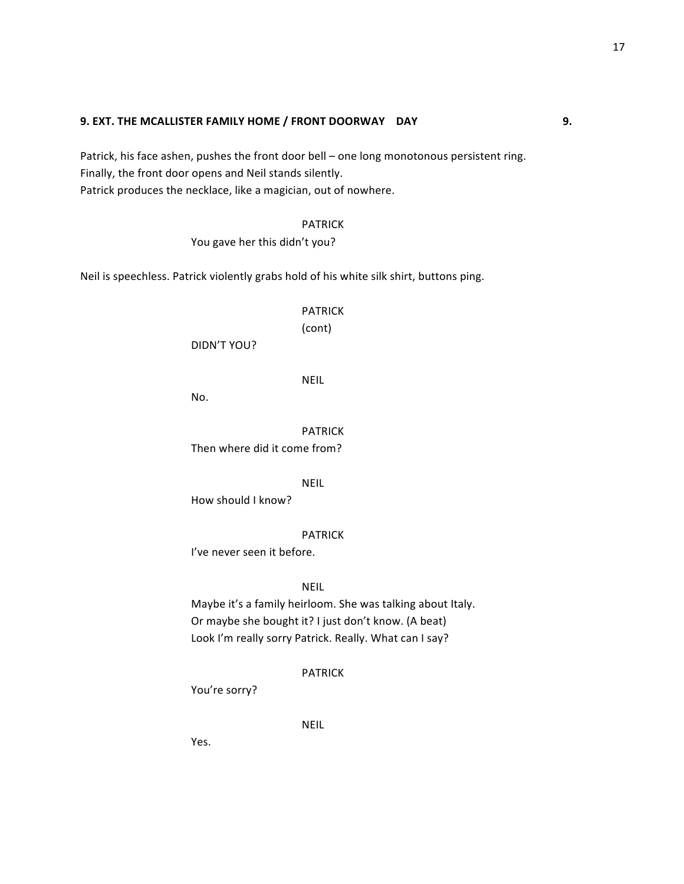**9. EXT. THE MCALLISTER FAMILY HOME / FRONT DOORWAY DAY** **9.**

Patrick, his face ashen, pushes the front door bell – one long monotonous persistent ring.
Finally, the front door opens and Neil stands silently.
Patrick produces the necklace, like a magician, out of nowhere.

PATRICK
You gave her this didn't you?

Neil is speechless. Patrick violently grabs hold of his white silk shirt, buttons ping.

PATRICK
(cont)
DIDN'T YOU?

NEIL
No.

PATRICK
Then where did it come from?

NEIL
How should I know?

PATRICK
I've never seen it before.

NEIL
Maybe it's a family heirloom. She was talking about Italy.
Or maybe she bought it? I just don't know. (A beat)
Look I'm really sorry Patrick. Really. What can I say?

PATRICK
You're sorry?

NEIL
Yes.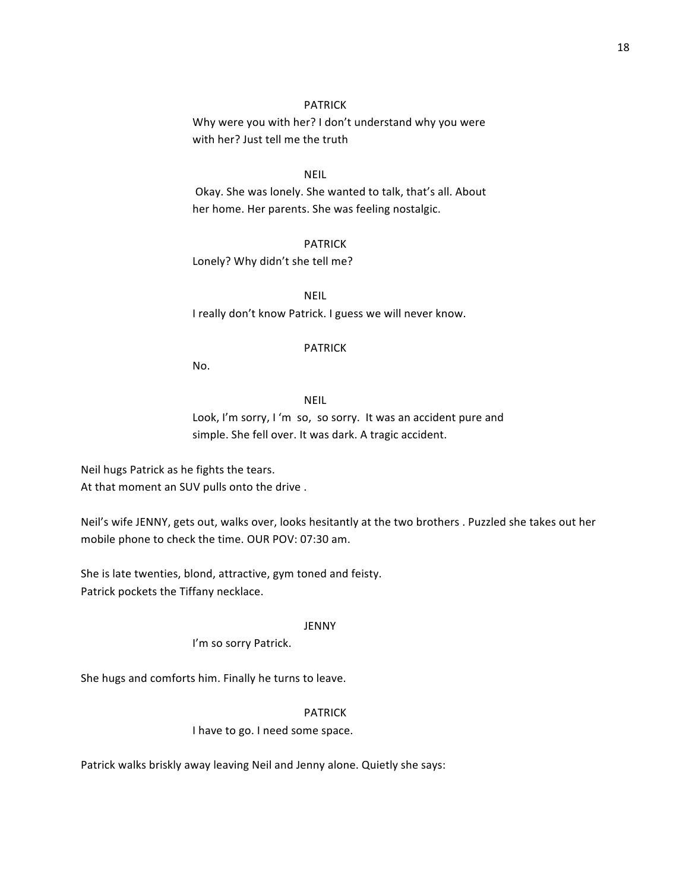PATRICK

Why were you with her? I don't understand why you were with her? Just tell me the truth

NEIL

Okay. She was lonely. She wanted to talk, that's all. About her home. Her parents. She was feeling nostalgic.

PATRICK

Lonely? Why didn't she tell me?

NEIL

I really don't know Patrick. I guess we will never know.

PATRICK

No.

NEIL

Look, I'm sorry, I 'm so, so sorry. It was an accident pure and simple. She fell over. It was dark. A tragic accident.

Neil hugs Patrick as he fights the tears.
At that moment an SUV pulls onto the drive .

Neil's wife JENNY, gets out, walks over, looks hesitantly at the two brothers . Puzzled she takes out her mobile phone to check the time. OUR POV: 07:30 am.

She is late twenties, blond, attractive, gym toned and feisty.
Patrick pockets the Tiffany necklace.

JENNY

I'm so sorry Patrick.

She hugs and comforts him. Finally he turns to leave.

PATRICK

I have to go. I need some space.

Patrick walks briskly away leaving Neil and Jenny alone. Quietly she says: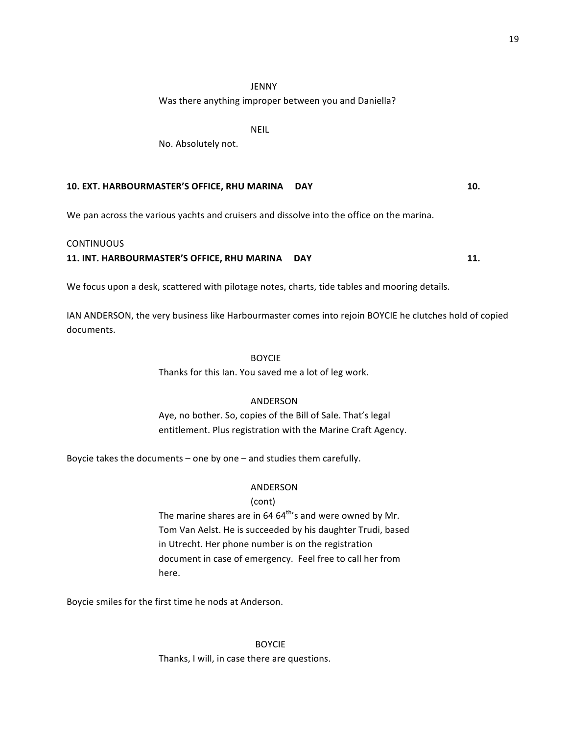JENNY

Was there anything improper between you and Daniella?

NEIL

No. Absolutely not.

**10. EXT. HARBOURMASTER'S OFFICE, RHU MARINA DAY 10.**

We pan across the various yachts and cruisers and dissolve into the office on the marina.

CONTINUOUS

**11. INT. HARBOURMASTER'S OFFICE, RHU MARINA DAY 11.**

We focus upon a desk, scattered with pilotage notes, charts, tide tables and mooring details.

IAN ANDERSON, the very business like Harbourmaster comes into rejoin BOYCIE he clutches hold of copied documents.

BOYCIE

Thanks for this Ian. You saved me a lot of leg work.

ANDERSON

Aye, no bother. So, copies of the Bill of Sale. That's legal entitlement. Plus registration with the Marine Craft Agency.

Boycie takes the documents – one by one – and studies them carefully.

ANDERSON

(cont)

The marine shares are in 64 64th's and were owned by Mr. Tom Van Aelst. He is succeeded by his daughter Trudi, based in Utrecht. Her phone number is on the registration document in case of emergency. Feel free to call her from here.

Boycie smiles for the first time he nods at Anderson.

BOYCIE

Thanks, I will, in case there are questions.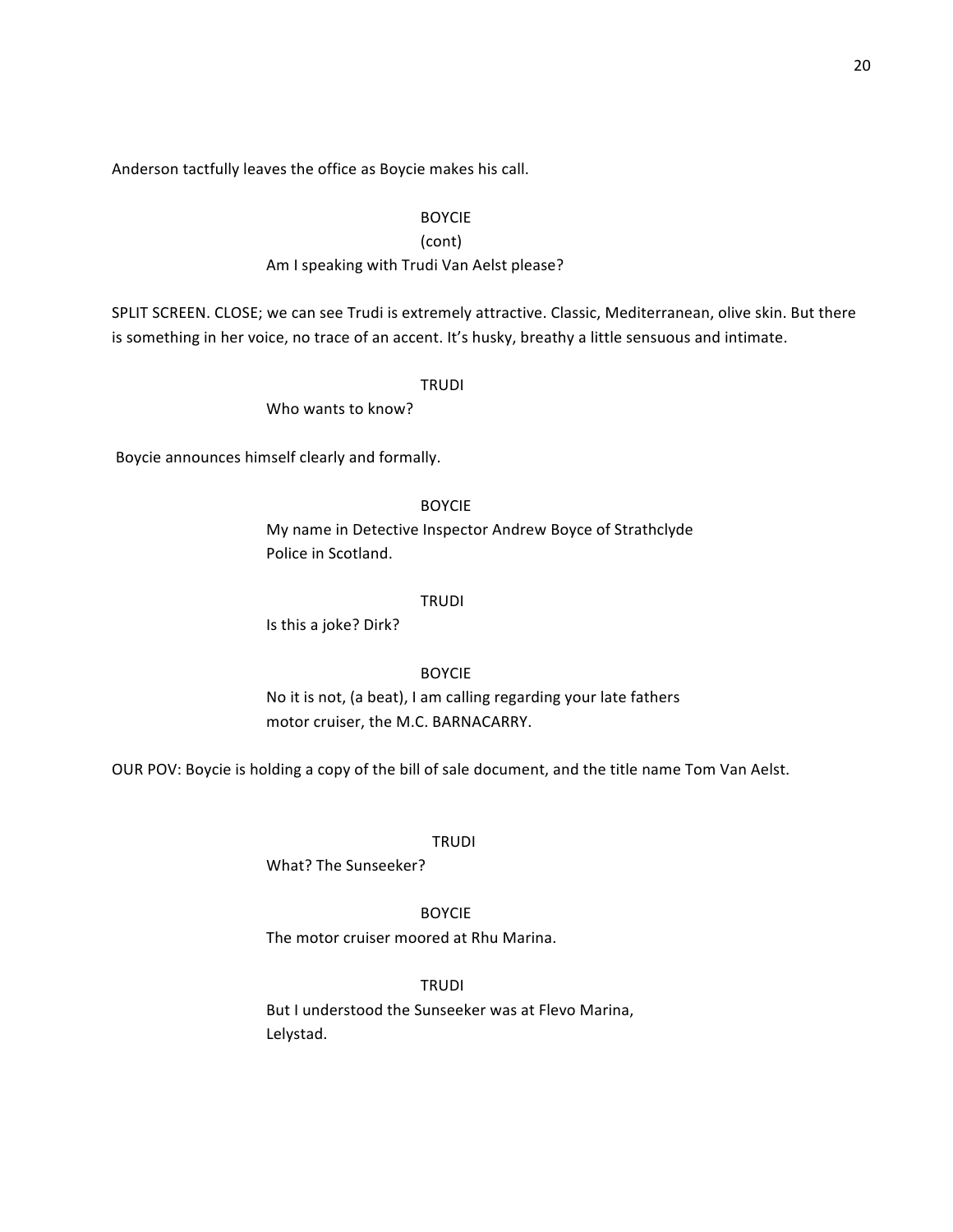Anderson tactfully leaves the office as Boycie makes his call.

BOYCIE
(cont)
Am I speaking with Trudi Van Aelst please?

SPLIT SCREEN. CLOSE; we can see Trudi is extremely attractive. Classic, Mediterranean, olive skin. But there is something in her voice, no trace of an accent. It's husky, breathy a little sensuous and intimate.

TRUDI
Who wants to know?

Boycie announces himself clearly and formally.

BOYCIE
My name in Detective Inspector Andrew Boyce of Strathclyde Police in Scotland.

TRUDI
Is this a joke? Dirk?

BOYCIE
No it is not, (a beat), I am calling regarding your late fathers motor cruiser, the M.C. BARNACARRY.

OUR POV: Boycie is holding a copy of the bill of sale document, and the title name Tom Van Aelst.

TRUDI
What? The Sunseeker?

BOYCIE
The motor cruiser moored at Rhu Marina.

TRUDI
But I understood the Sunseeker was at Flevo Marina, Lelystad.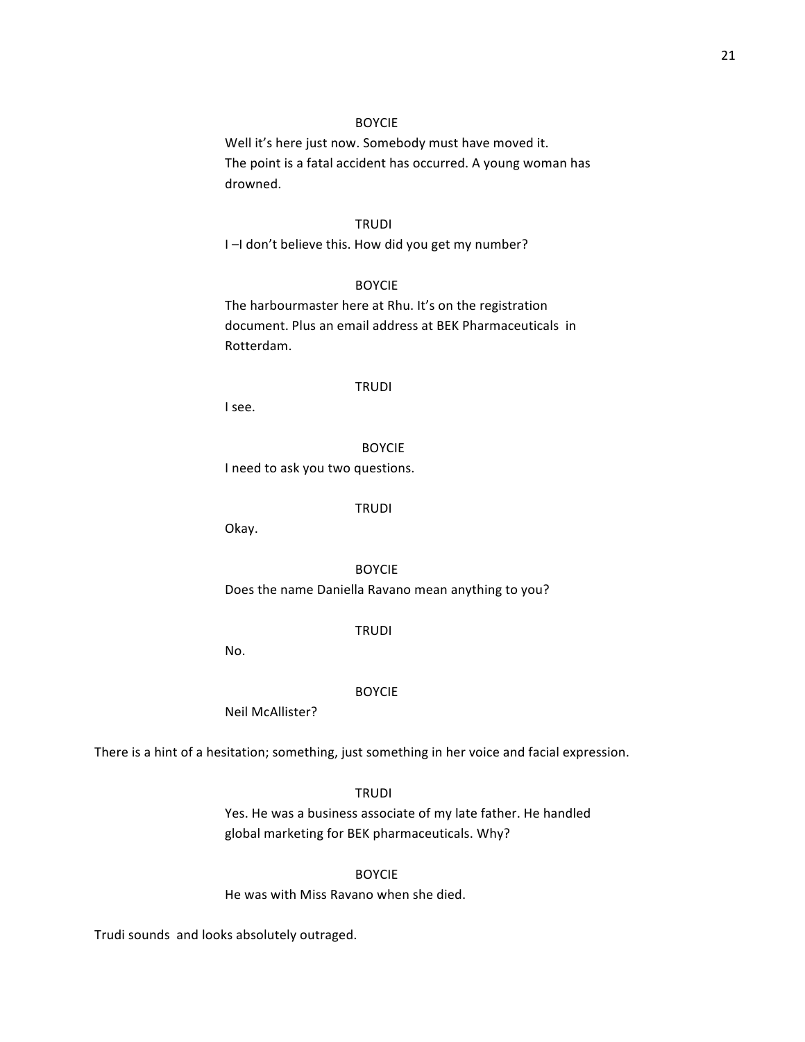BOYCIE

Well it's here just now. Somebody must have moved it. The point is a fatal accident has occurred. A young woman has drowned.

TRUDI

I –I don't believe this. How did you get my number?

BOYCIE

The harbourmaster here at Rhu. It's on the registration document. Plus an email address at BEK Pharmaceuticals in Rotterdam.

TRUDI

I see.

BOYCIE

I need to ask you two questions.

TRUDI

Okay.

BOYCIE

Does the name Daniella Ravano mean anything to you?

TRUDI

No.

BOYCIE

Neil McAllister?

There is a hint of a hesitation; something, just something in her voice and facial expression.

TRUDI

Yes. He was a business associate of my late father. He handled global marketing for BEK pharmaceuticals. Why?

BOYCIE

He was with Miss Ravano when she died.

Trudi sounds and looks absolutely outraged.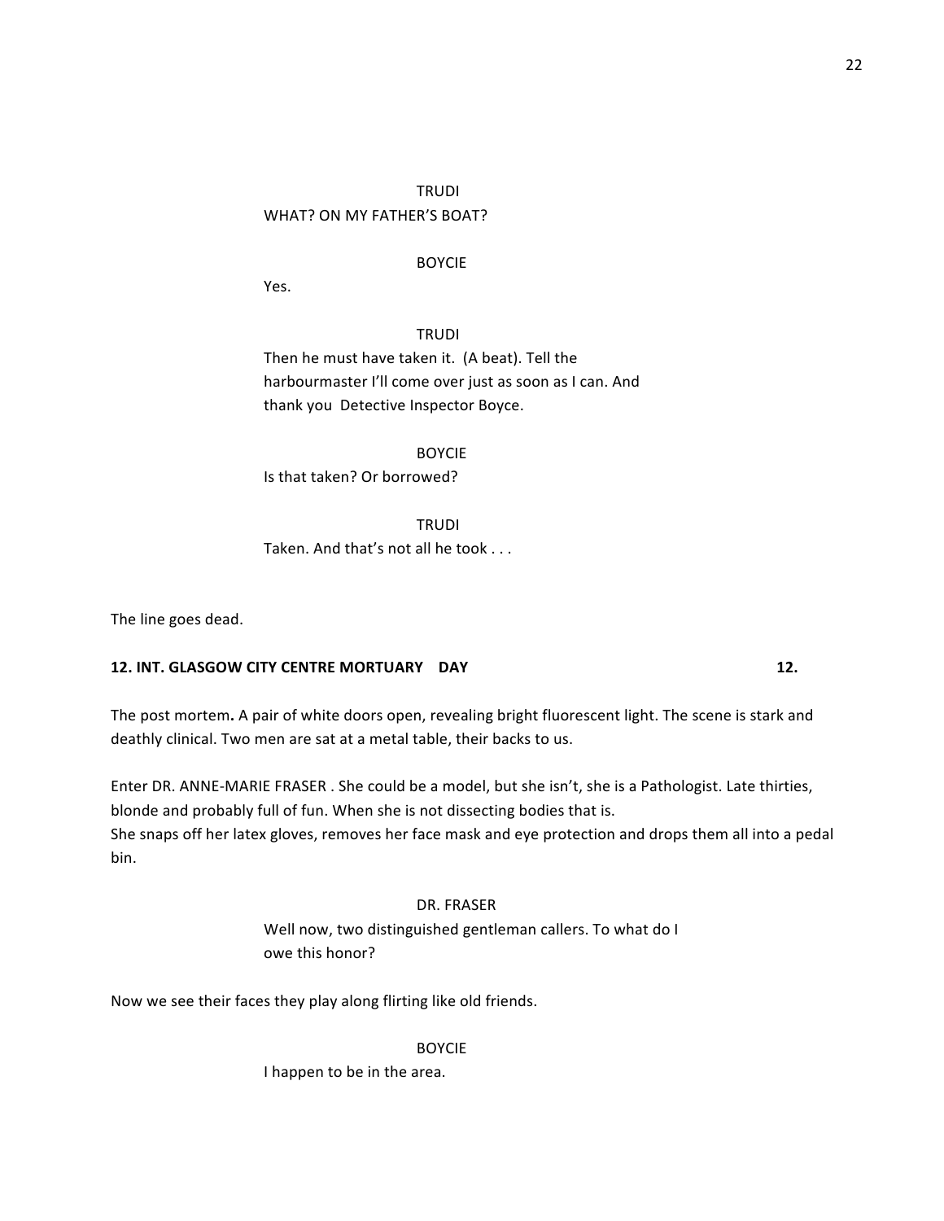TRUDI

WHAT? ON MY FATHER'S BOAT?

BOYCIE

Yes.

TRUDI

Then he must have taken it. (A beat). Tell the harbourmaster I'll come over just as soon as I can. And thank you Detective Inspector Boyce.

BOYCIE

Is that taken? Or borrowed?

TRUDI

Taken. And that's not all he took . . .

The line goes dead.

**12. INT. GLASGOW CITY CENTRE MORTUARY DAY 12.**

The post mortem**.** A pair of white doors open, revealing bright fluorescent light. The scene is stark and deathly clinical. Two men are sat at a metal table, their backs to us.

Enter DR. ANNE-MARIE FRASER . She could be a model, but she isn't, she is a Pathologist. Late thirties, blonde and probably full of fun. When she is not dissecting bodies that is.
She snaps off her latex gloves, removes her face mask and eye protection and drops them all into a pedal bin.

DR. FRASER

Well now, two distinguished gentleman callers. To what do I owe this honor?

Now we see their faces they play along flirting like old friends.

BOYCIE

I happen to be in the area.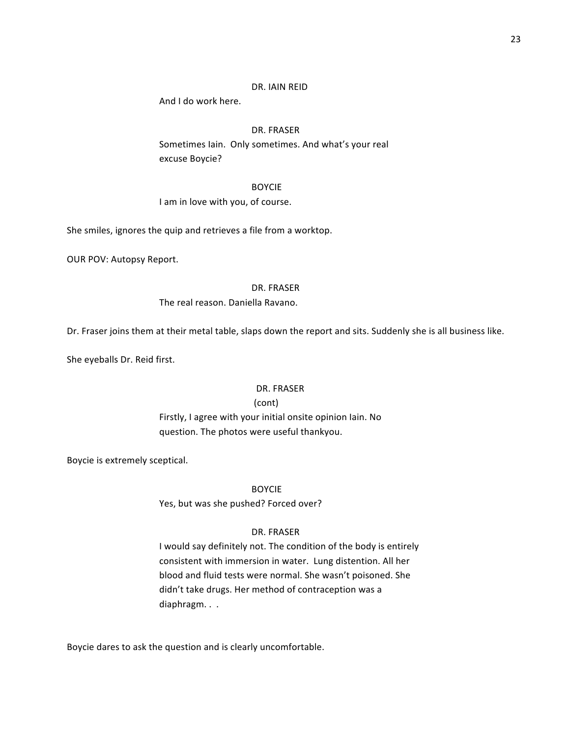DR. IAIN REID

And I do work here.

DR. FRASER

Sometimes Iain. Only sometimes. And what's your real excuse Boycie?

BOYCIE

I am in love with you, of course.

She smiles, ignores the quip and retrieves a file from a worktop.

OUR POV: Autopsy Report.

DR. FRASER

The real reason. Daniella Ravano.

Dr. Fraser joins them at their metal table, slaps down the report and sits. Suddenly she is all business like.

She eyeballs Dr. Reid first.

DR. FRASER

(cont)

Firstly, I agree with your initial onsite opinion Iain. No question. The photos were useful thankyou.

Boycie is extremely sceptical.

BOYCIE

Yes, but was she pushed? Forced over?

DR. FRASER

I would say definitely not. The condition of the body is entirely consistent with immersion in water. Lung distention. All her blood and fluid tests were normal. She wasn't poisoned. She didn't take drugs. Her method of contraception was a diaphragm. . .

Boycie dares to ask the question and is clearly uncomfortable.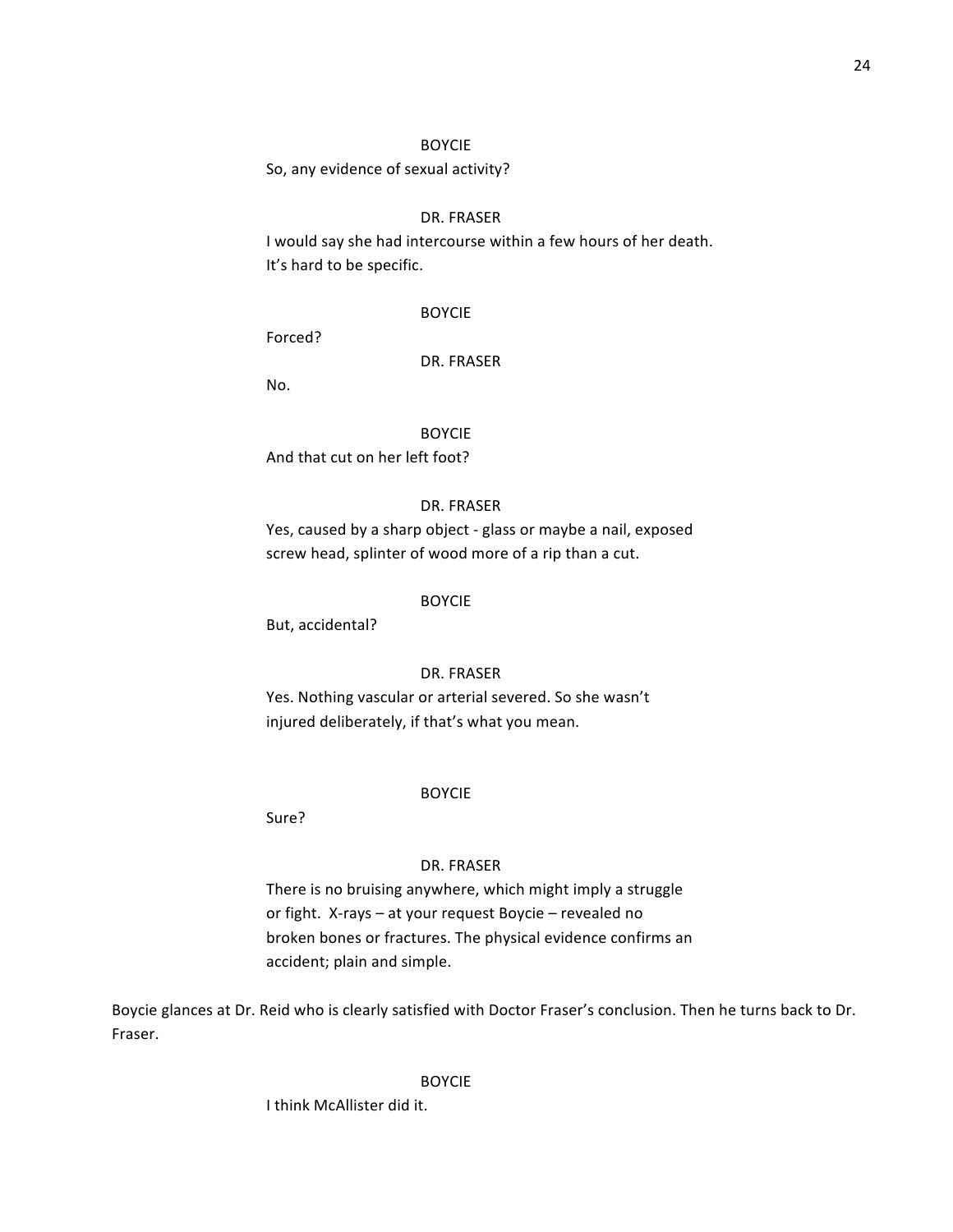BOYCIE

So, any evidence of sexual activity?

DR. FRASER

I would say she had intercourse within a few hours of her death. It's hard to be specific.

BOYCIE

Forced?

DR. FRASER

No.

BOYCIE

And that cut on her left foot?

DR. FRASER

Yes, caused by a sharp object - glass or maybe a nail, exposed screw head, splinter of wood more of a rip than a cut.

BOYCIE

But, accidental?

DR. FRASER

Yes. Nothing vascular or arterial severed. So she wasn't injured deliberately, if that's what you mean.

BOYCIE

Sure?

DR. FRASER

There is no bruising anywhere, which might imply a struggle or fight. X-rays – at your request Boycie – revealed no broken bones or fractures. The physical evidence confirms an accident; plain and simple.

Boycie glances at Dr. Reid who is clearly satisfied with Doctor Fraser's conclusion. Then he turns back to Dr. Fraser.

BOYCIE

I think McAllister did it.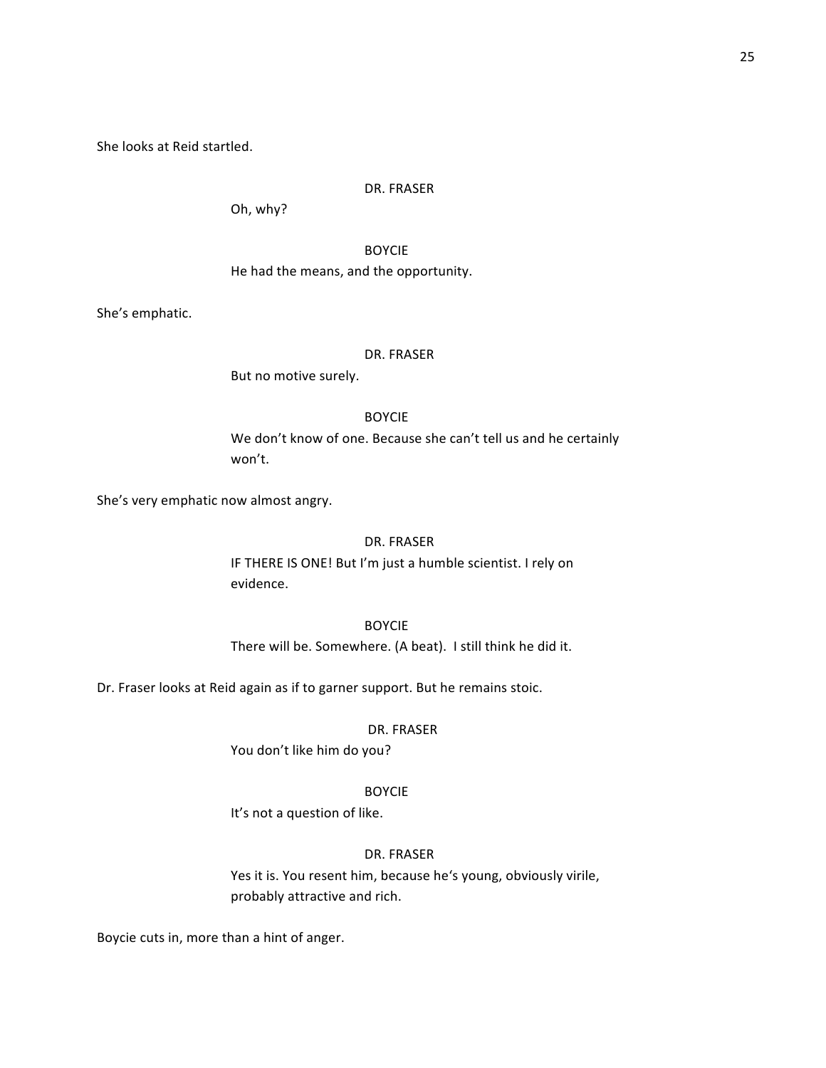She looks at Reid startled.

DR. FRASER

Oh, why?

BOYCIE

He had the means, and the opportunity.

She's emphatic.

DR. FRASER

But no motive surely.

BOYCIE

We don't know of one. Because she can't tell us and he certainly won't.

She's very emphatic now almost angry.

DR. FRASER

IF THERE IS ONE! But I'm just a humble scientist. I rely on evidence.

BOYCIE

There will be. Somewhere. (A beat). I still think he did it.

Dr. Fraser looks at Reid again as if to garner support. But he remains stoic.

DR. FRASER

You don't like him do you?

BOYCIE

It's not a question of like.

DR. FRASER

Yes it is. You resent him, because he's young, obviously virile, probably attractive and rich.

Boycie cuts in, more than a hint of anger.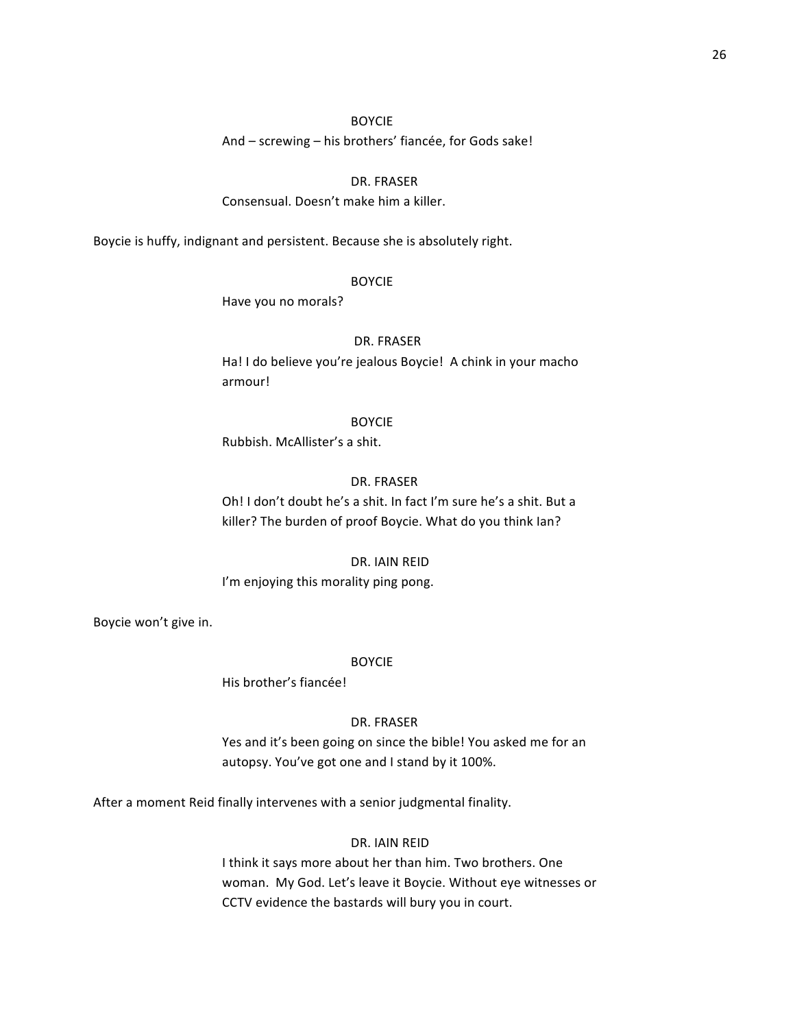BOYCIE

And – screwing – his brothers' fiancée, for Gods sake!

DR. FRASER

Consensual. Doesn't make him a killer.

Boycie is huffy, indignant and persistent. Because she is absolutely right.

BOYCIE

Have you no morals?

DR. FRASER

Ha! I do believe you're jealous Boycie! A chink in your macho armour!

BOYCIE

Rubbish. McAllister's a shit.

DR. FRASER

Oh! I don't doubt he's a shit. In fact I'm sure he's a shit. But a killer? The burden of proof Boycie. What do you think Ian?

DR. IAIN REID

I'm enjoying this morality ping pong.

Boycie won't give in.

BOYCIE

His brother's fiancée!

DR. FRASER

Yes and it's been going on since the bible! You asked me for an autopsy. You've got one and I stand by it 100%.

After a moment Reid finally intervenes with a senior judgmental finality.

DR. IAIN REID

I think it says more about her than him. Two brothers. One woman. My God. Let's leave it Boycie. Without eye witnesses or CCTV evidence the bastards will bury you in court.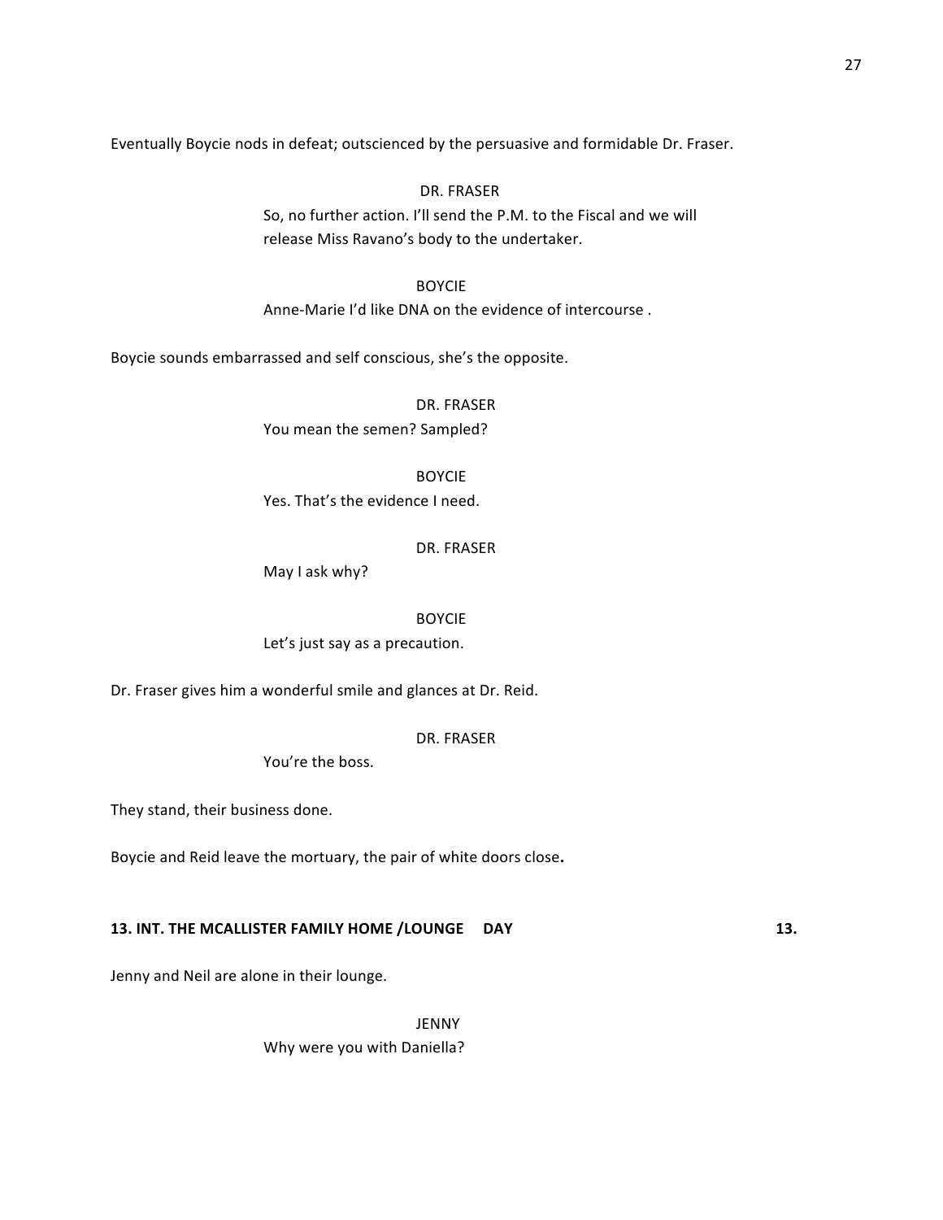Eventually Boycie nods in defeat; outscienced by the persuasive and formidable Dr. Fraser.

DR. FRASER

So, no further action. I'll send the P.M. to the Fiscal and we will release Miss Ravano's body to the undertaker.

BOYCIE

Anne-Marie I'd like DNA on the evidence of intercourse .

Boycie sounds embarrassed and self conscious, she's the opposite.

DR. FRASER

You mean the semen? Sampled?

BOYCIE

Yes. That's the evidence I need.

DR. FRASER

May I ask why?

BOYCIE

Let's just say as a precaution.

Dr. Fraser gives him a wonderful smile and glances at Dr. Reid.

DR. FRASER

You're the boss.

They stand, their business done.

Boycie and Reid leave the mortuary, the pair of white doors close**.**

**13. INT. THE MCALLISTER FAMILY HOME /LOUNGE DAY 13.**

Jenny and Neil are alone in their lounge.

JENNY

Why were you with Daniella?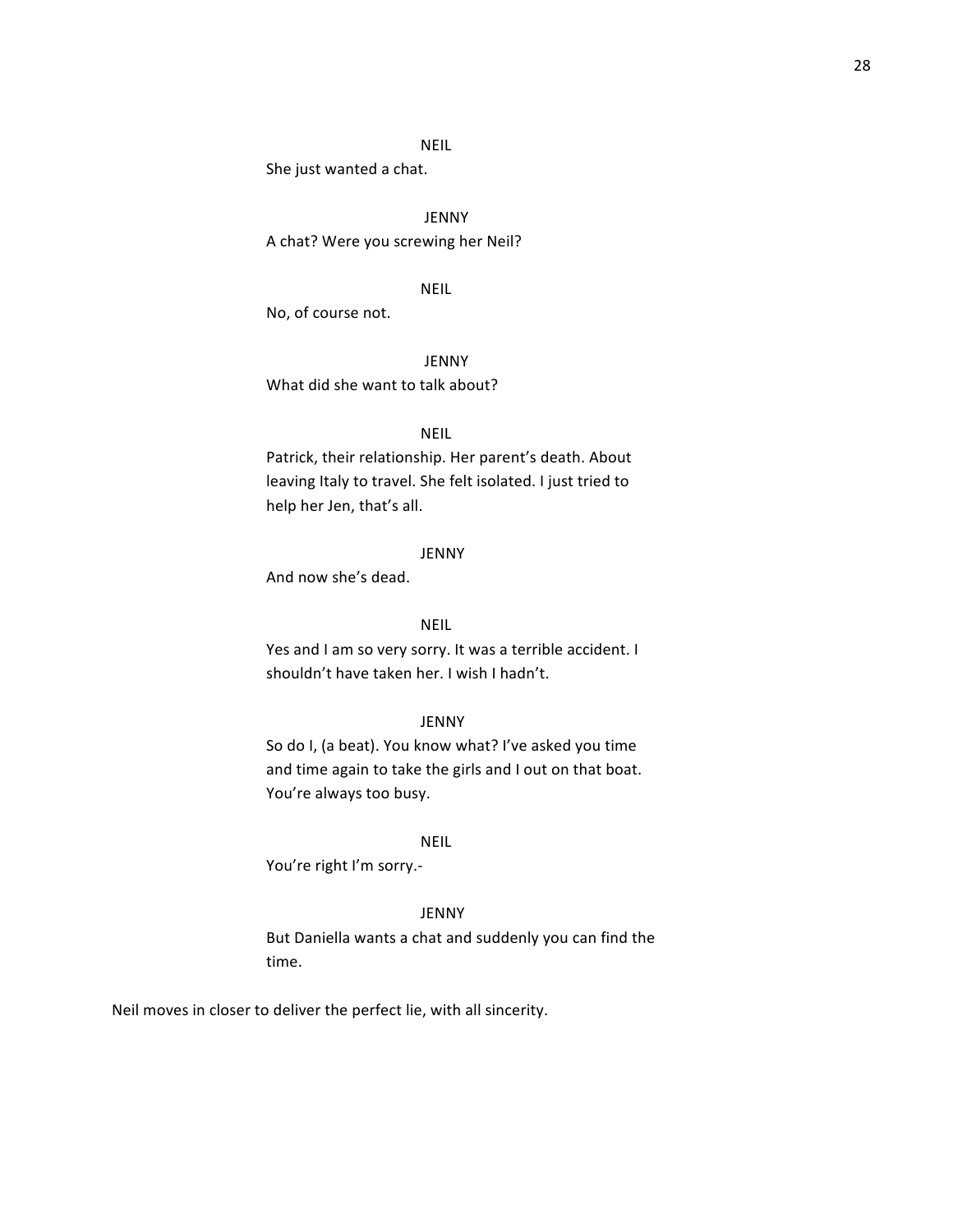NEIL

She just wanted a chat.

JENNY

A chat? Were you screwing her Neil?

NEIL

No, of course not.

JENNY

What did she want to talk about?

NEIL

Patrick, their relationship. Her parent's death. About leaving Italy to travel. She felt isolated. I just tried to help her Jen, that's all.

JENNY

And now she's dead.

NEIL

Yes and I am so very sorry. It was a terrible accident. I shouldn't have taken her. I wish I hadn't.

JENNY

So do I, (a beat). You know what? I've asked you time and time again to take the girls and I out on that boat. You're always too busy.

NEIL

You're right I'm sorry.-

JENNY

But Daniella wants a chat and suddenly you can find the time.

Neil moves in closer to deliver the perfect lie, with all sincerity.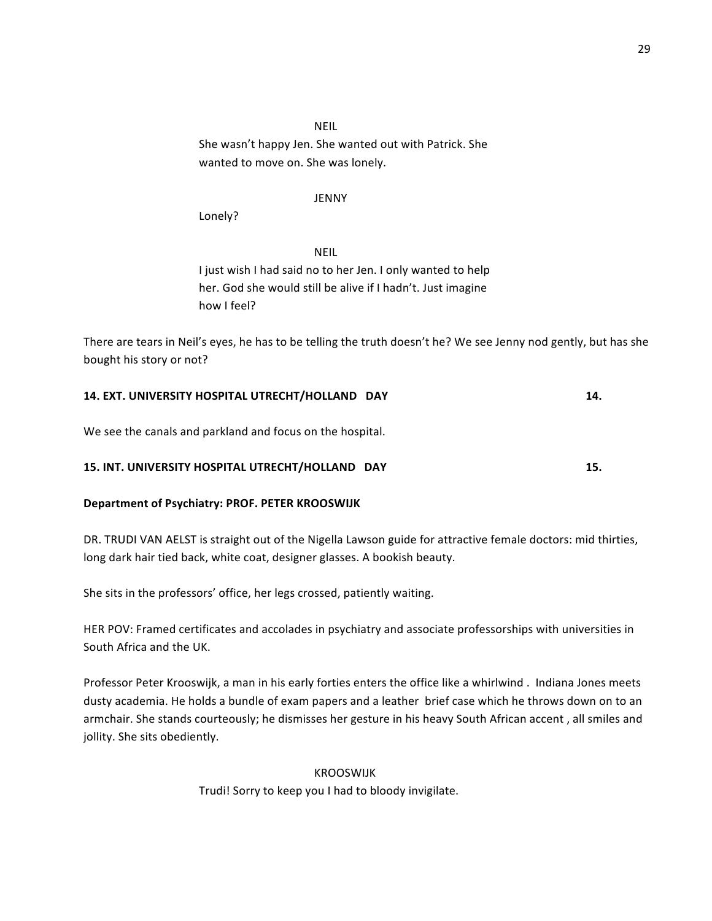NEIL

She wasn't happy Jen. She wanted out with Patrick. She wanted to move on. She was lonely.

JENNY

Lonely?

NEIL

I just wish I had said no to her Jen. I only wanted to help her. God she would still be alive if I hadn't. Just imagine how I feel?

There are tears in Neil's eyes, he has to be telling the truth doesn't he? We see Jenny nod gently, but has she bought his story or not?

**14. EXT. UNIVERSITY HOSPITAL UTRECHT/HOLLAND DAY** **14.**

We see the canals and parkland and focus on the hospital.

**15. INT. UNIVERSITY HOSPITAL UTRECHT/HOLLAND DAY** **15.**

**Department of Psychiatry: PROF. PETER KROOSWIJK**

DR. TRUDI VAN AELST is straight out of the Nigella Lawson guide for attractive female doctors: mid thirties, long dark hair tied back, white coat, designer glasses. A bookish beauty.

She sits in the professors' office, her legs crossed, patiently waiting.

HER POV: Framed certificates and accolades in psychiatry and associate professorships with universities in South Africa and the UK.

Professor Peter Krooswijk, a man in his early forties enters the office like a whirlwind . Indiana Jones meets dusty academia. He holds a bundle of exam papers and a leather brief case which he throws down on to an armchair. She stands courteously; he dismisses her gesture in his heavy South African accent , all smiles and jollity. She sits obediently.

KROOSWIJK

Trudi! Sorry to keep you I had to bloody invigilate.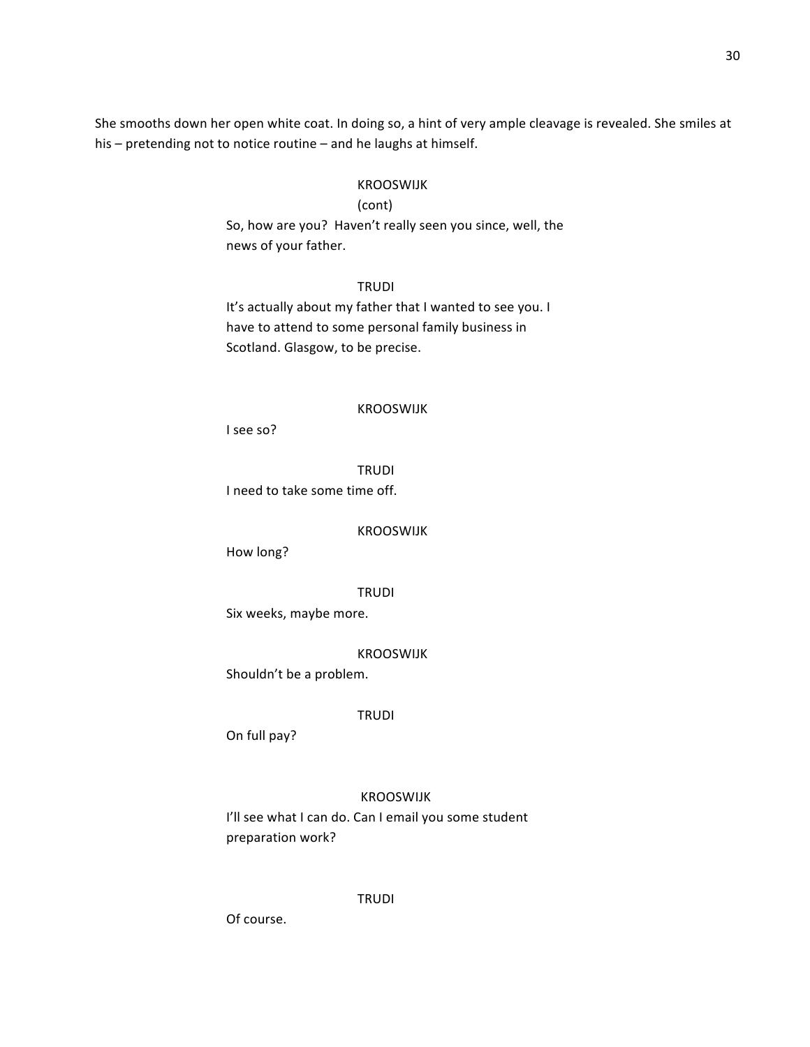She smooths down her open white coat. In doing so, a hint of very ample cleavage is revealed. She smiles at his – pretending not to notice routine – and he laughs at himself.

KROOSWIJK
(cont)
So, how are you? Haven't really seen you since, well, the news of your father.

TRUDI
It's actually about my father that I wanted to see you. I have to attend to some personal family business in Scotland. Glasgow, to be precise.

KROOSWIJK
I see so?

TRUDI
I need to take some time off.

KROOSWIJK
How long?

TRUDI
Six weeks, maybe more.

KROOSWIJK
Shouldn't be a problem.

TRUDI
On full pay?

KROOSWIJK
I'll see what I can do. Can I email you some student preparation work?

TRUDI
Of course.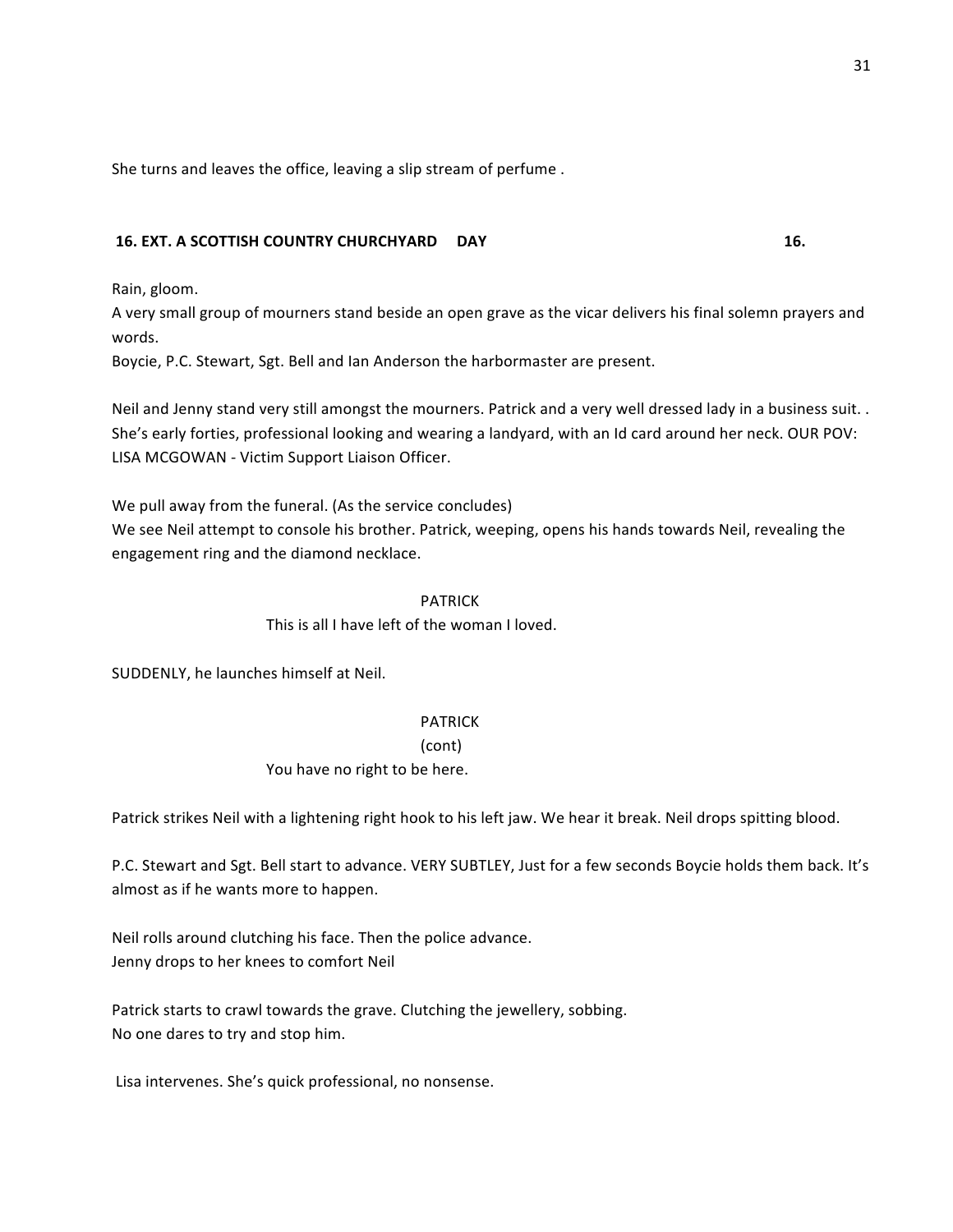She turns and leaves the office, leaving a slip stream of perfume .

**16. EXT. A SCOTTISH COUNTRY CHURCHYARD DAY 16.**

Rain, gloom.
A very small group of mourners stand beside an open grave as the vicar delivers his final solemn prayers and words.
Boycie, P.C. Stewart, Sgt. Bell and Ian Anderson the harbormaster are present.

Neil and Jenny stand very still amongst the mourners. Patrick and a very well dressed lady in a business suit. . She's early forties, professional looking and wearing a landyard, with an Id card around her neck. OUR POV: LISA MCGOWAN - Victim Support Liaison Officer.

We pull away from the funeral. (As the service concludes)
We see Neil attempt to console his brother. Patrick, weeping, opens his hands towards Neil, revealing the engagement ring and the diamond necklace.

PATRICK
This is all I have left of the woman I loved.

SUDDENLY, he launches himself at Neil.

PATRICK
(cont)
You have no right to be here.

Patrick strikes Neil with a lightening right hook to his left jaw. We hear it break. Neil drops spitting blood.

P.C. Stewart and Sgt. Bell start to advance. VERY SUBTLEY, Just for a few seconds Boycie holds them back. It's almost as if he wants more to happen.

Neil rolls around clutching his face. Then the police advance.
Jenny drops to her knees to comfort Neil

Patrick starts to crawl towards the grave. Clutching the jewellery, sobbing.
No one dares to try and stop him.

Lisa intervenes. She's quick professional, no nonsense.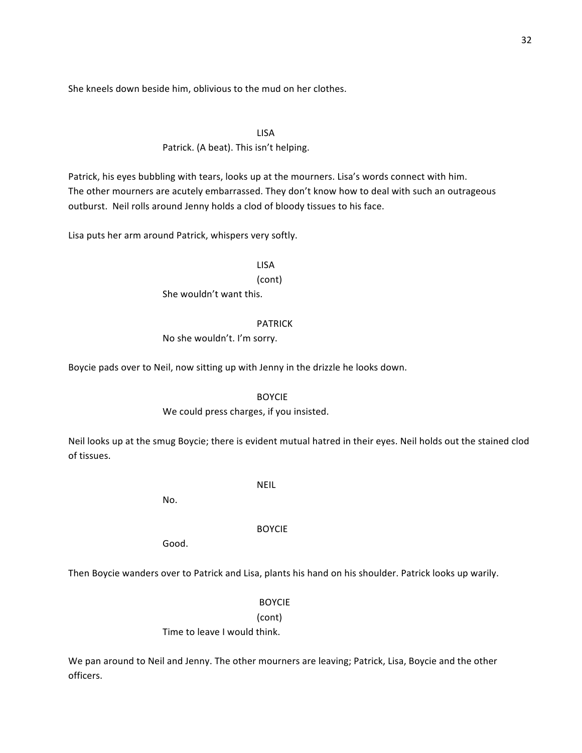She kneels down beside him, oblivious to the mud on her clothes.

LISA

Patrick. (A beat). This isn't helping.

Patrick, his eyes bubbling with tears, looks up at the mourners. Lisa's words connect with him.
The other mourners are acutely embarrassed. They don't know how to deal with such an outrageous outburst. Neil rolls around Jenny holds a clod of bloody tissues to his face.

Lisa puts her arm around Patrick, whispers very softly.

LISA
(cont)

She wouldn't want this.

PATRICK

No she wouldn't. I'm sorry.

Boycie pads over to Neil, now sitting up with Jenny in the drizzle he looks down.

BOYCIE

We could press charges, if you insisted.

Neil looks up at the smug Boycie; there is evident mutual hatred in their eyes. Neil holds out the stained clod of tissues.

NEIL

No.

BOYCIE

Good.

Then Boycie wanders over to Patrick and Lisa, plants his hand on his shoulder. Patrick looks up warily.

BOYCIE
(cont)

Time to leave I would think.

We pan around to Neil and Jenny. The other mourners are leaving; Patrick, Lisa, Boycie and the other officers.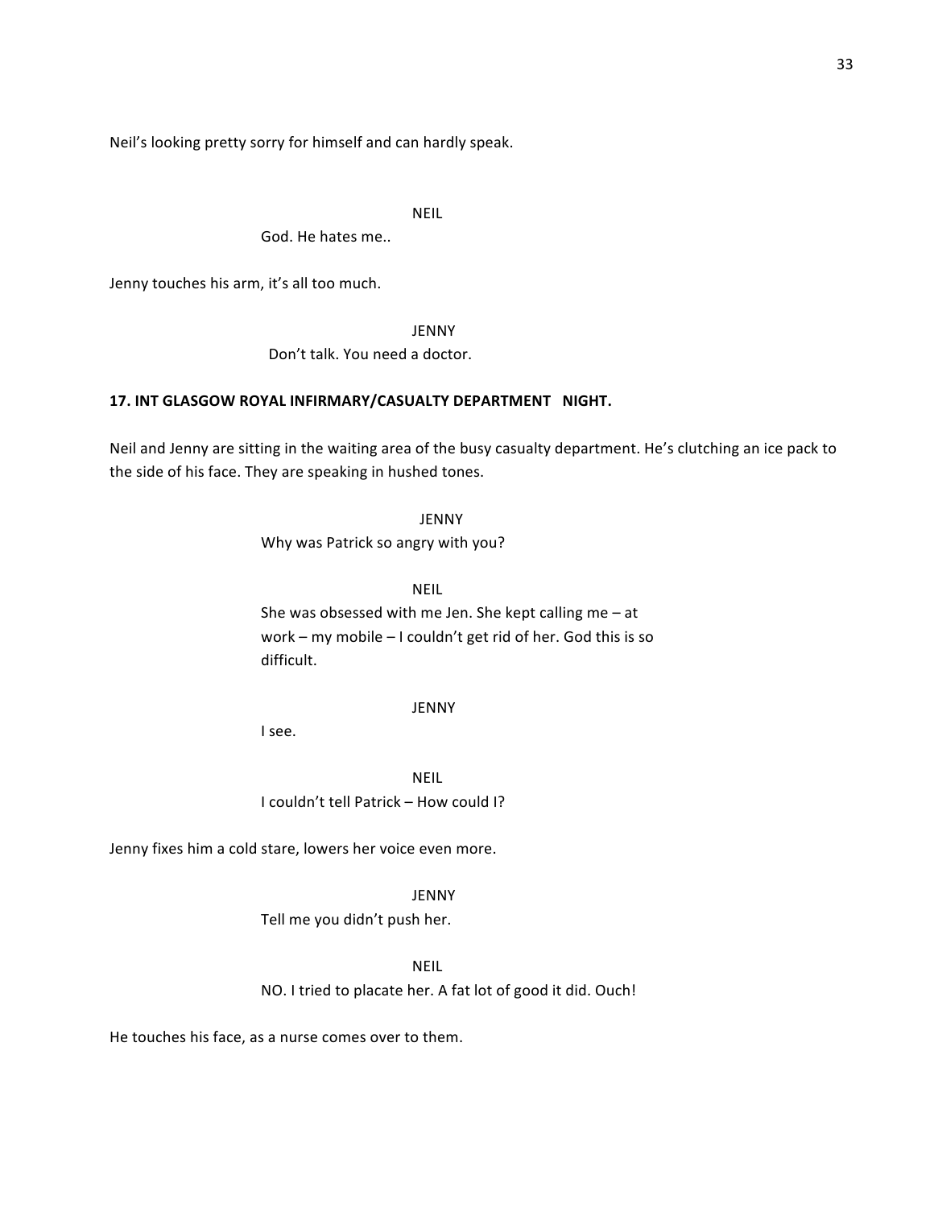Neil's looking pretty sorry for himself and can hardly speak.

NEIL

God. He hates me..

Jenny touches his arm, it's all too much.

JENNY

Don't talk. You need a doctor.

**17. INT GLASGOW ROYAL INFIRMARY/CASUALTY DEPARTMENT NIGHT.**

Neil and Jenny are sitting in the waiting area of the busy casualty department. He's clutching an ice pack to the side of his face. They are speaking in hushed tones.

JENNY

Why was Patrick so angry with you?

NEIL

She was obsessed with me Jen. She kept calling me – at work – my mobile – I couldn't get rid of her. God this is so difficult.

JENNY

I see.

NEIL

I couldn't tell Patrick – How could I?

Jenny fixes him a cold stare, lowers her voice even more.

JENNY

Tell me you didn't push her.

NEIL

NO. I tried to placate her. A fat lot of good it did. Ouch!

He touches his face, as a nurse comes over to them.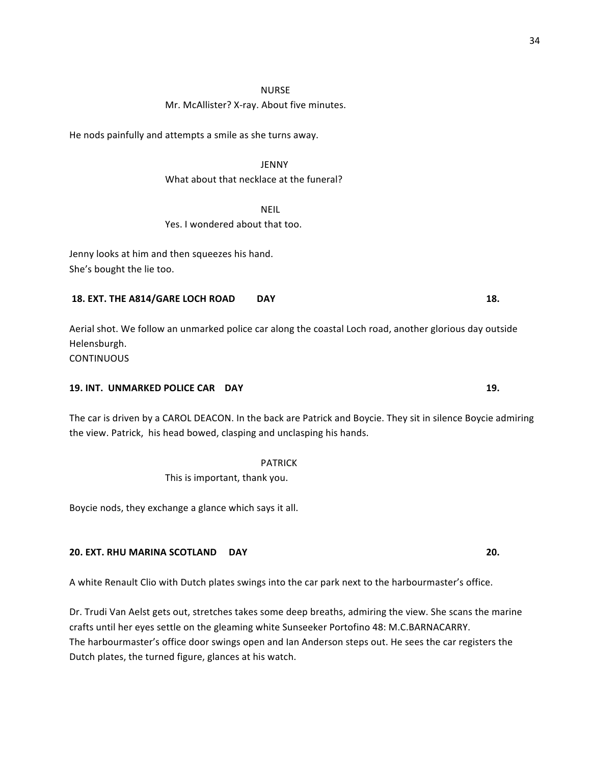NURSE

Mr. McAllister? X-ray. About five minutes.

He nods painfully and attempts a smile as she turns away.

JENNY

What about that necklace at the funeral?

NEIL

Yes. I wondered about that too.

Jenny looks at him and then squeezes his hand.
She's bought the lie too.

**18. EXT. THE A814/GARE LOCH ROAD DAY 18.**

Aerial shot. We follow an unmarked police car along the coastal Loch road, another glorious day outside Helensburgh.
CONTINUOUS

**19. INT. UNMARKED POLICE CAR DAY 19.**

The car is driven by a CAROL DEACON. In the back are Patrick and Boycie. They sit in silence Boycie admiring the view. Patrick, his head bowed, clasping and unclasping his hands.

PATRICK

This is important, thank you.

Boycie nods, they exchange a glance which says it all.

**20. EXT. RHU MARINA SCOTLAND DAY 20.**

A white Renault Clio with Dutch plates swings into the car park next to the harbourmaster's office.

Dr. Trudi Van Aelst gets out, stretches takes some deep breaths, admiring the view. She scans the marine crafts until her eyes settle on the gleaming white Sunseeker Portofino 48: M.C.BARNACARRY.
The harbourmaster's office door swings open and Ian Anderson steps out. He sees the car registers the Dutch plates, the turned figure, glances at his watch.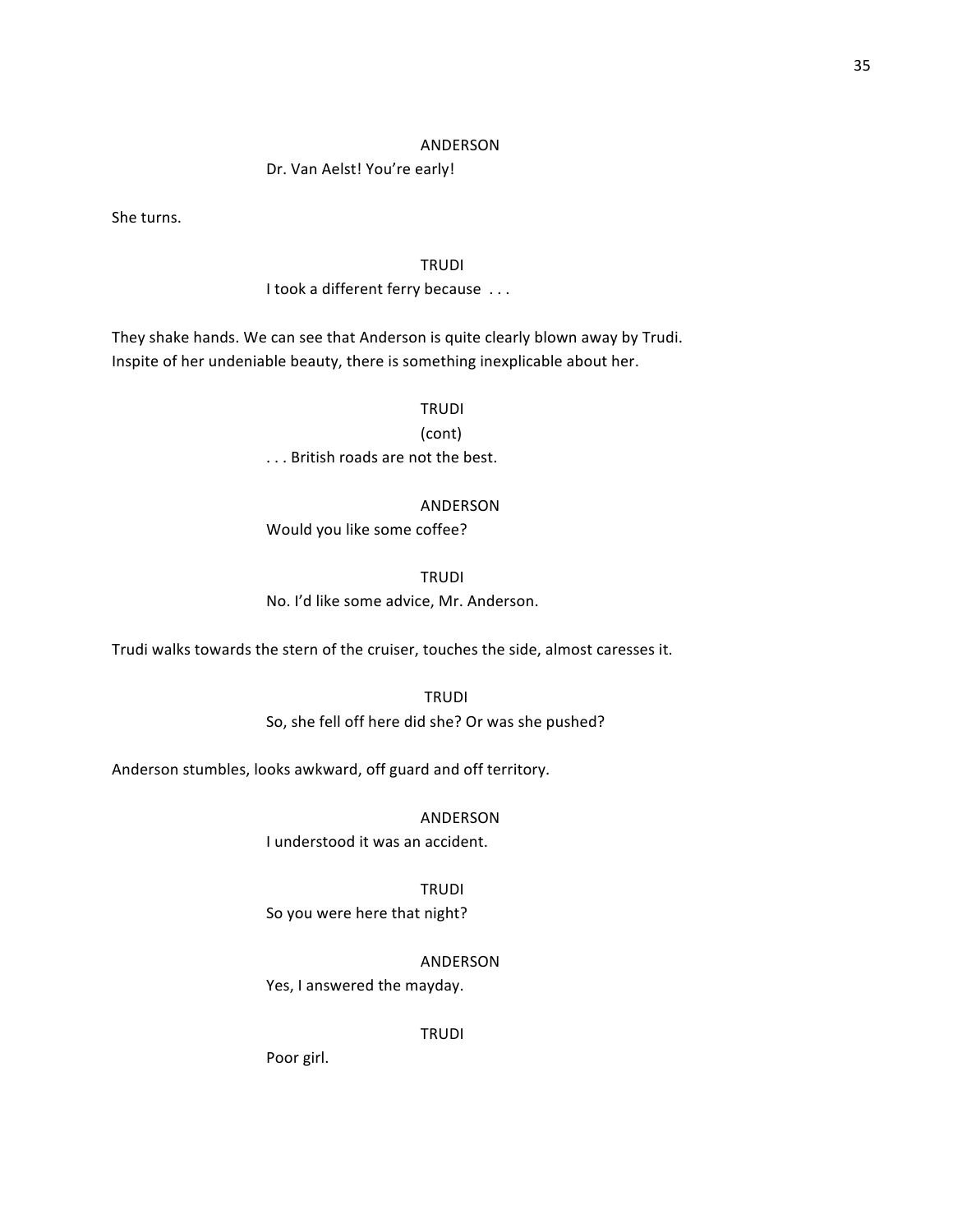ANDERSON

Dr. Van Aelst! You're early!

She turns.

TRUDI

I took a different ferry because . . .

They shake hands. We can see that Anderson is quite clearly blown away by Trudi. Inspite of her undeniable beauty, there is something inexplicable about her.

TRUDI

(cont)

. . . British roads are not the best.

ANDERSON

Would you like some coffee?

TRUDI

No. I'd like some advice, Mr. Anderson.

Trudi walks towards the stern of the cruiser, touches the side, almost caresses it.

TRUDI

So, she fell off here did she? Or was she pushed?

Anderson stumbles, looks awkward, off guard and off territory.

ANDERSON

I understood it was an accident.

TRUDI

So you were here that night?

ANDERSON

Yes, I answered the mayday.

TRUDI

Poor girl.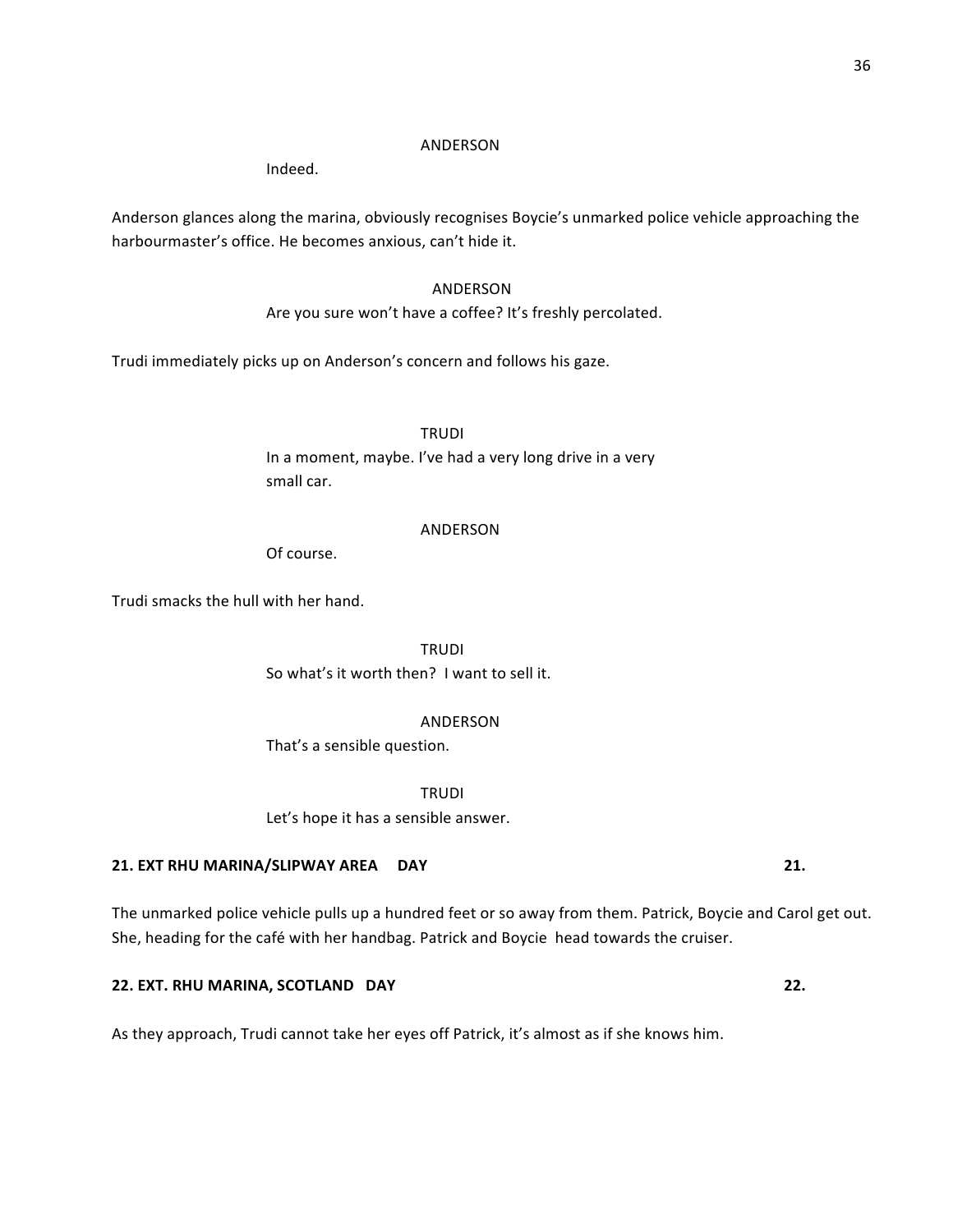ANDERSON

Indeed.

Anderson glances along the marina, obviously recognises Boycie's unmarked police vehicle approaching the harbourmaster's office. He becomes anxious, can't hide it.

ANDERSON

Are you sure won't have a coffee? It's freshly percolated.

Trudi immediately picks up on Anderson's concern and follows his gaze.

TRUDI

In a moment, maybe. I've had a very long drive in a very small car.

ANDERSON

Of course.

Trudi smacks the hull with her hand.

TRUDI

So what's it worth then? I want to sell it.

ANDERSON

That's a sensible question.

TRUDI

Let's hope it has a sensible answer.

**21. EXT RHU MARINA/SLIPWAY AREA DAY 21.**

The unmarked police vehicle pulls up a hundred feet or so away from them. Patrick, Boycie and Carol get out. She, heading for the café with her handbag. Patrick and Boycie head towards the cruiser.

**22. EXT. RHU MARINA, SCOTLAND DAY 22.**

As they approach, Trudi cannot take her eyes off Patrick, it's almost as if she knows him.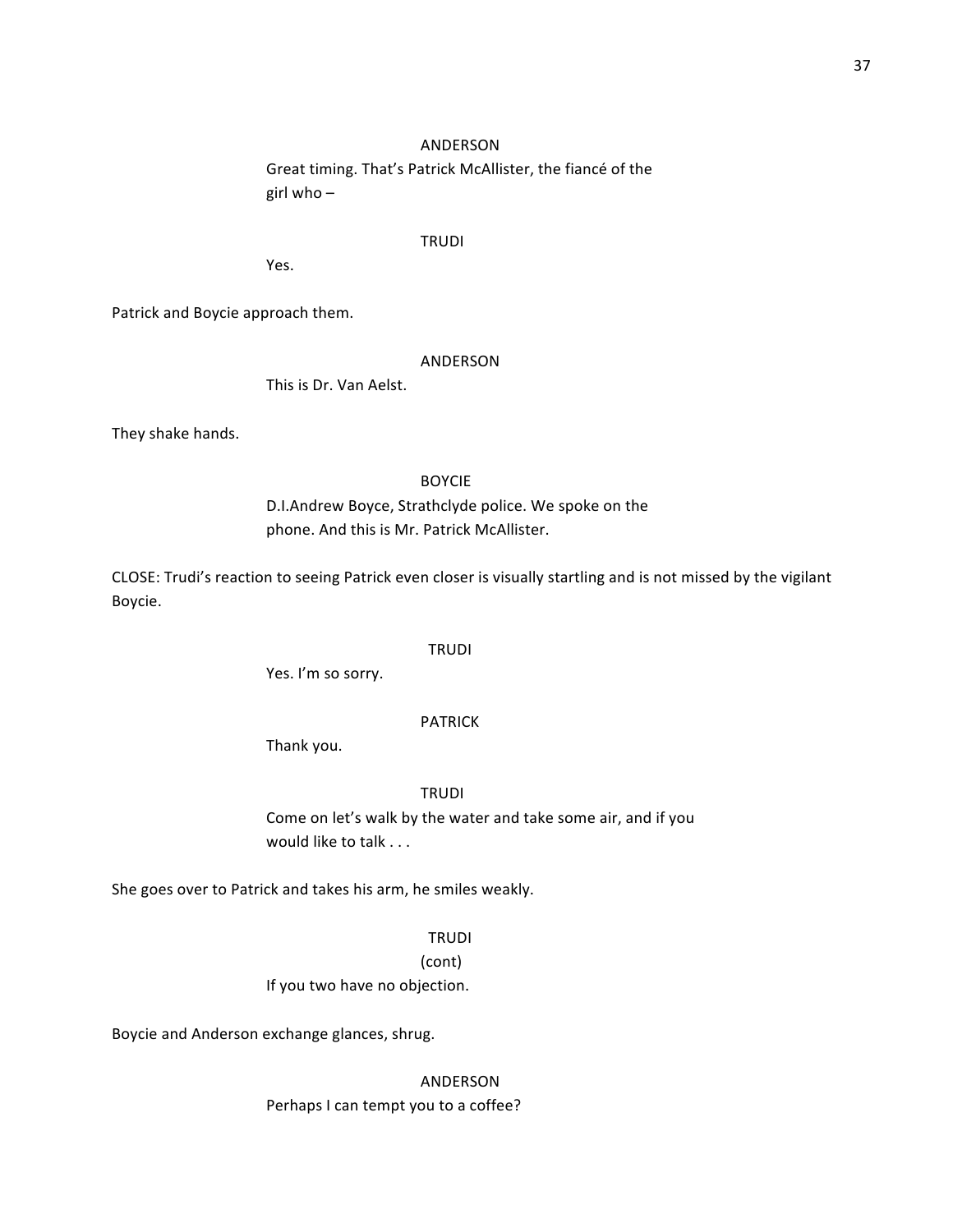ANDERSON

Great timing. That's Patrick McAllister, the fiancé of the girl who –

TRUDI

Yes.

Patrick and Boycie approach them.

ANDERSON

This is Dr. Van Aelst.

They shake hands.

BOYCIE

D.I.Andrew Boyce, Strathclyde police. We spoke on the phone. And this is Mr. Patrick McAllister.

CLOSE: Trudi's reaction to seeing Patrick even closer is visually startling and is not missed by the vigilant Boycie.

TRUDI

Yes. I'm so sorry.

PATRICK

Thank you.

TRUDI

Come on let's walk by the water and take some air, and if you would like to talk . . .

She goes over to Patrick and takes his arm, he smiles weakly.

TRUDI

(cont)

If you two have no objection.

Boycie and Anderson exchange glances, shrug.

ANDERSON

Perhaps I can tempt you to a coffee?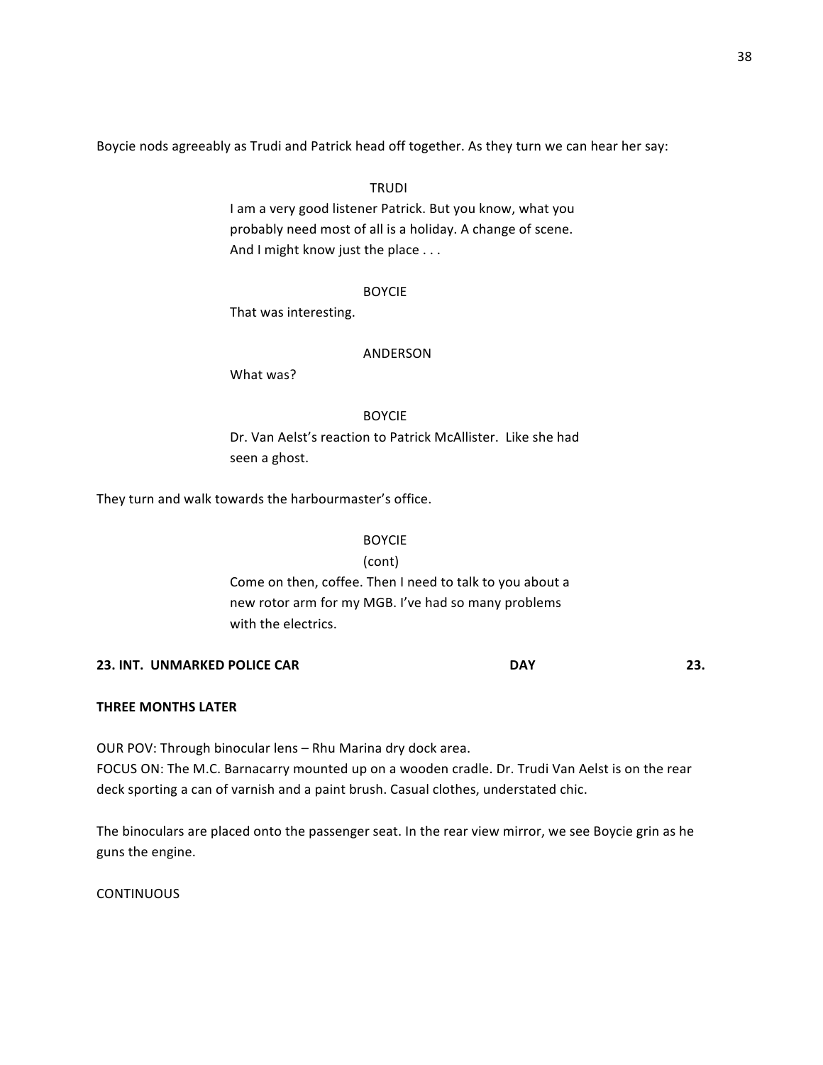Boycie nods agreeably as Trudi and Patrick head off together. As they turn we can hear her say:

TRUDI

I am a very good listener Patrick. But you know, what you probably need most of all is a holiday. A change of scene. And I might know just the place . . .

BOYCIE

That was interesting.

ANDERSON

What was?

BOYCIE

Dr. Van Aelst's reaction to Patrick McAllister. Like she had seen a ghost.

They turn and walk towards the harbourmaster's office.

BOYCIE

(cont)

Come on then, coffee. Then I need to talk to you about a new rotor arm for my MGB. I've had so many problems with the electrics.

**23. INT. UNMARKED POLICE CAR DAY 23.**

**THREE MONTHS LATER**

OUR POV: Through binocular lens – Rhu Marina dry dock area.
FOCUS ON: The M.C. Barnacarry mounted up on a wooden cradle. Dr. Trudi Van Aelst is on the rear deck sporting a can of varnish and a paint brush. Casual clothes, understated chic.

The binoculars are placed onto the passenger seat. In the rear view mirror, we see Boycie grin as he guns the engine.

CONTINUOUS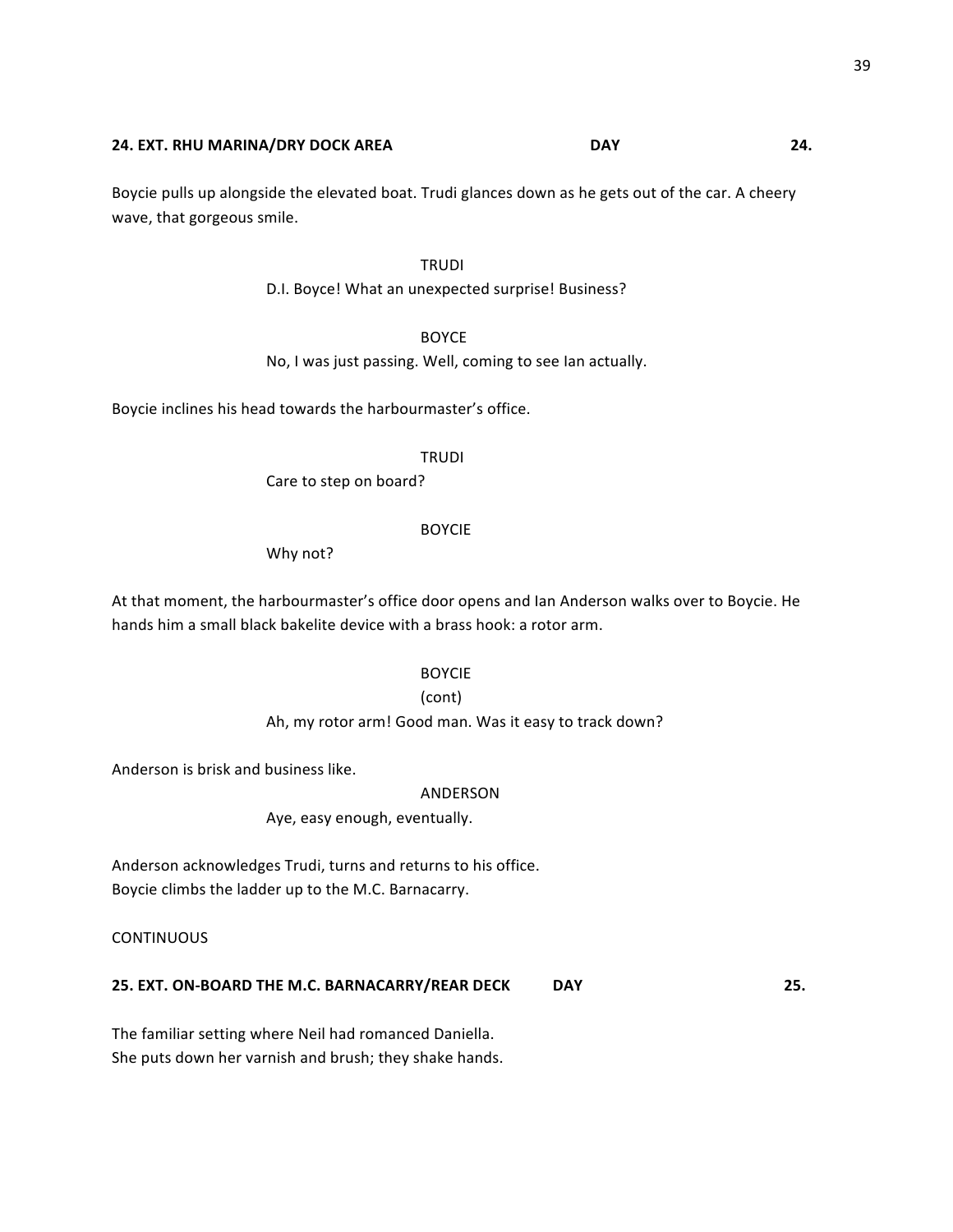**24. EXT. RHU MARINA/DRY DOCK AREA DAY 24.**

Boycie pulls up alongside the elevated boat. Trudi glances down as he gets out of the car. A cheery wave, that gorgeous smile.

TRUDI

D.I. Boyce! What an unexpected surprise! Business?

BOYCE

No, I was just passing. Well, coming to see Ian actually.

Boycie inclines his head towards the harbourmaster's office.

TRUDI

Care to step on board?

BOYCIE

Why not?

At that moment, the harbourmaster's office door opens and Ian Anderson walks over to Boycie. He hands him a small black bakelite device with a brass hook: a rotor arm.

BOYCIE

(cont)

Ah, my rotor arm! Good man. Was it easy to track down?

Anderson is brisk and business like.

ANDERSON

Aye, easy enough, eventually.

Anderson acknowledges Trudi, turns and returns to his office.
Boycie climbs the ladder up to the M.C. Barnacarry.

CONTINUOUS

**25. EXT. ON-BOARD THE M.C. BARNACARRY/REAR DECK DAY 25.**

The familiar setting where Neil had romanced Daniella.
She puts down her varnish and brush; they shake hands.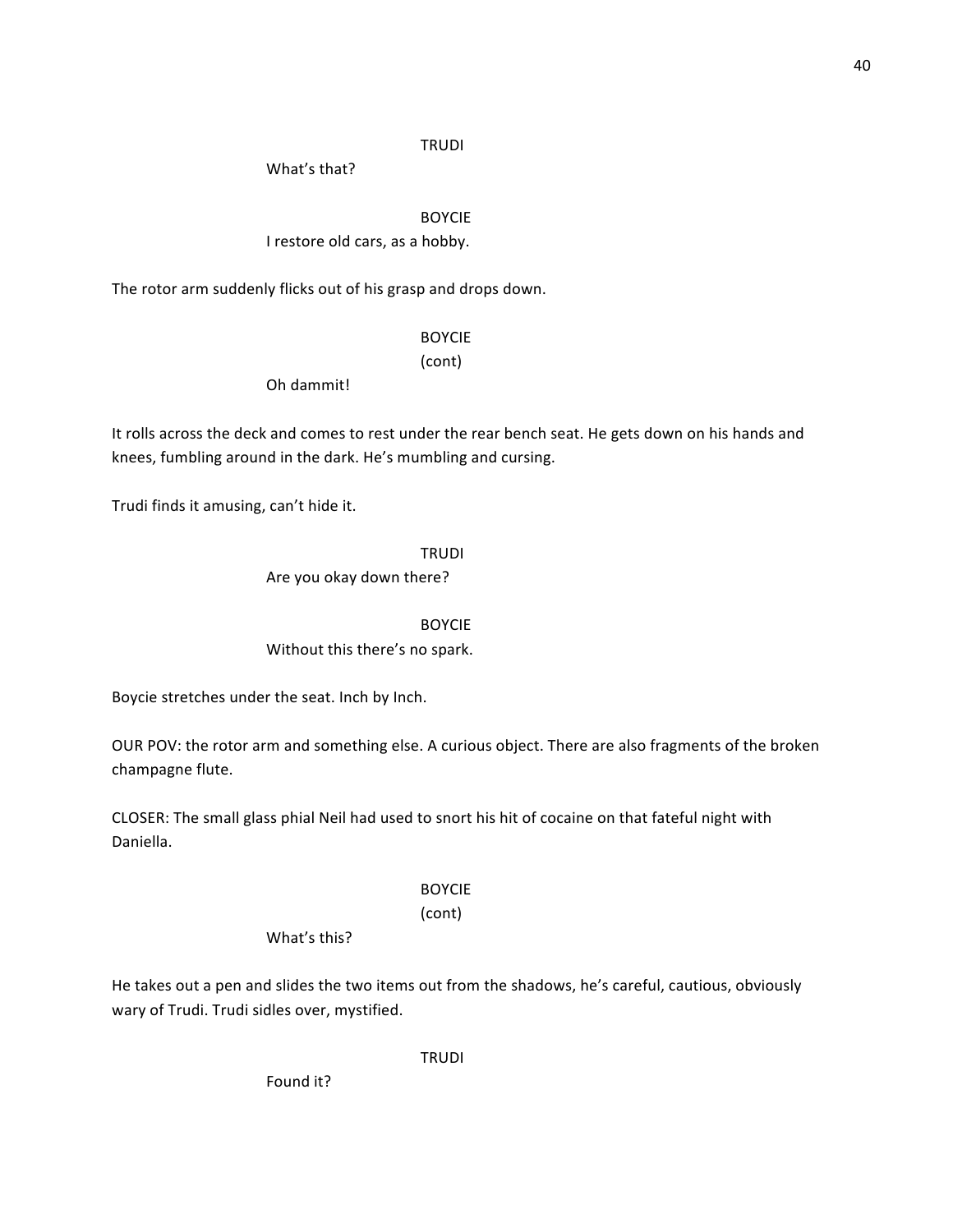TRUDI

What's that?

BOYCIE

I restore old cars, as a hobby.

The rotor arm suddenly flicks out of his grasp and drops down.

BOYCIE

(cont)

Oh dammit!

It rolls across the deck and comes to rest under the rear bench seat. He gets down on his hands and knees, fumbling around in the dark. He's mumbling and cursing.

Trudi finds it amusing, can't hide it.

TRUDI

Are you okay down there?

BOYCIE

Without this there's no spark.

Boycie stretches under the seat. Inch by Inch.

OUR POV: the rotor arm and something else. A curious object. There are also fragments of the broken champagne flute.

CLOSER: The small glass phial Neil had used to snort his hit of cocaine on that fateful night with Daniella.

BOYCIE

(cont)

What's this?

He takes out a pen and slides the two items out from the shadows, he's careful, cautious, obviously wary of Trudi. Trudi sidles over, mystified.

TRUDI

Found it?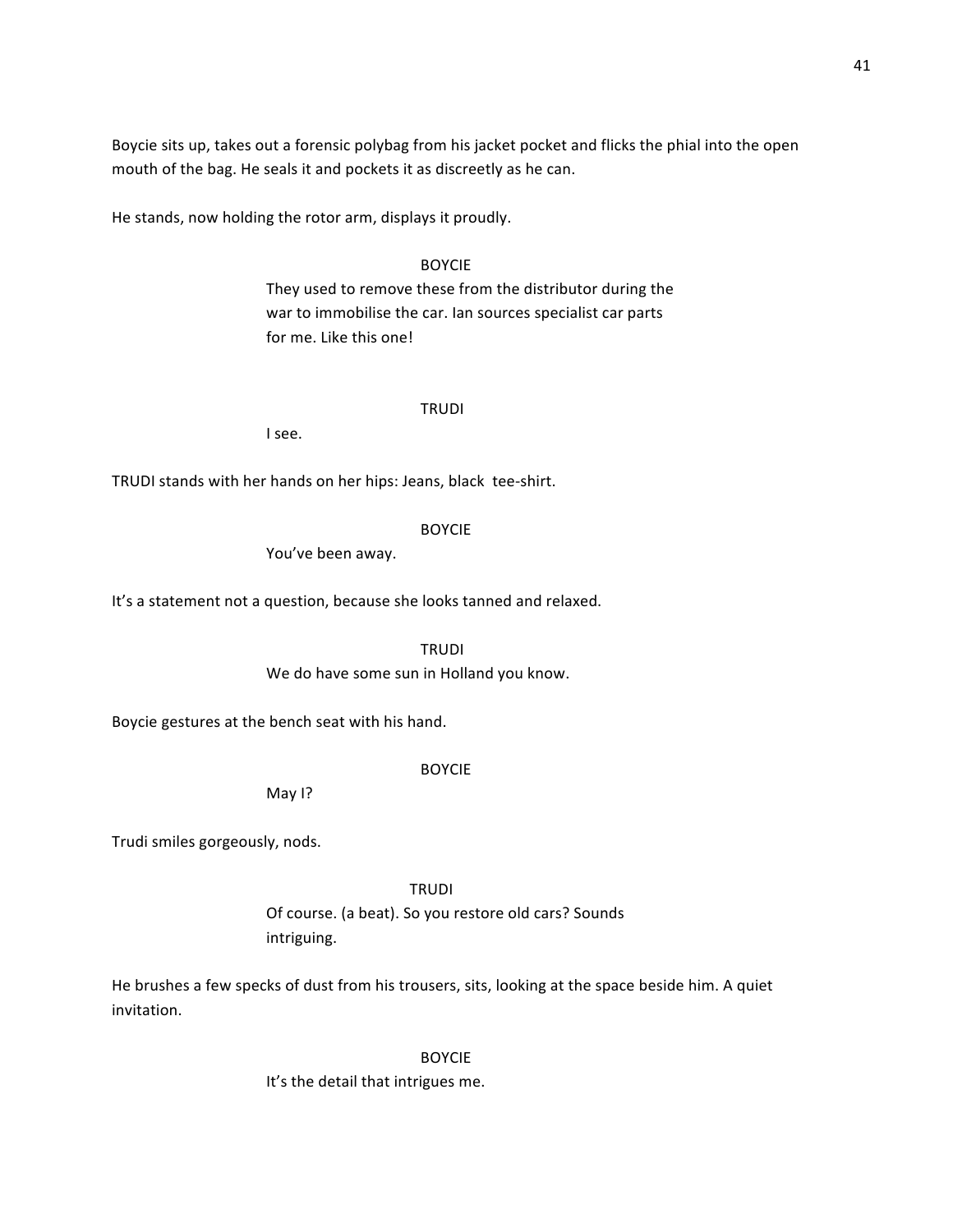Boycie sits up, takes out a forensic polybag from his jacket pocket and flicks the phial into the open mouth of the bag. He seals it and pockets it as discreetly as he can.

He stands, now holding the rotor arm, displays it proudly.

BOYCIE

They used to remove these from the distributor during the war to immobilise the car. Ian sources specialist car parts for me. Like this one!

TRUDI

I see.

TRUDI stands with her hands on her hips: Jeans, black tee-shirt.

BOYCIE

You've been away.

It's a statement not a question, because she looks tanned and relaxed.

TRUDI

We do have some sun in Holland you know.

Boycie gestures at the bench seat with his hand.

BOYCIE

May I?

Trudi smiles gorgeously, nods.

TRUDI

Of course. (a beat). So you restore old cars? Sounds intriguing.

He brushes a few specks of dust from his trousers, sits, looking at the space beside him. A quiet invitation.

BOYCIE

It's the detail that intrigues me.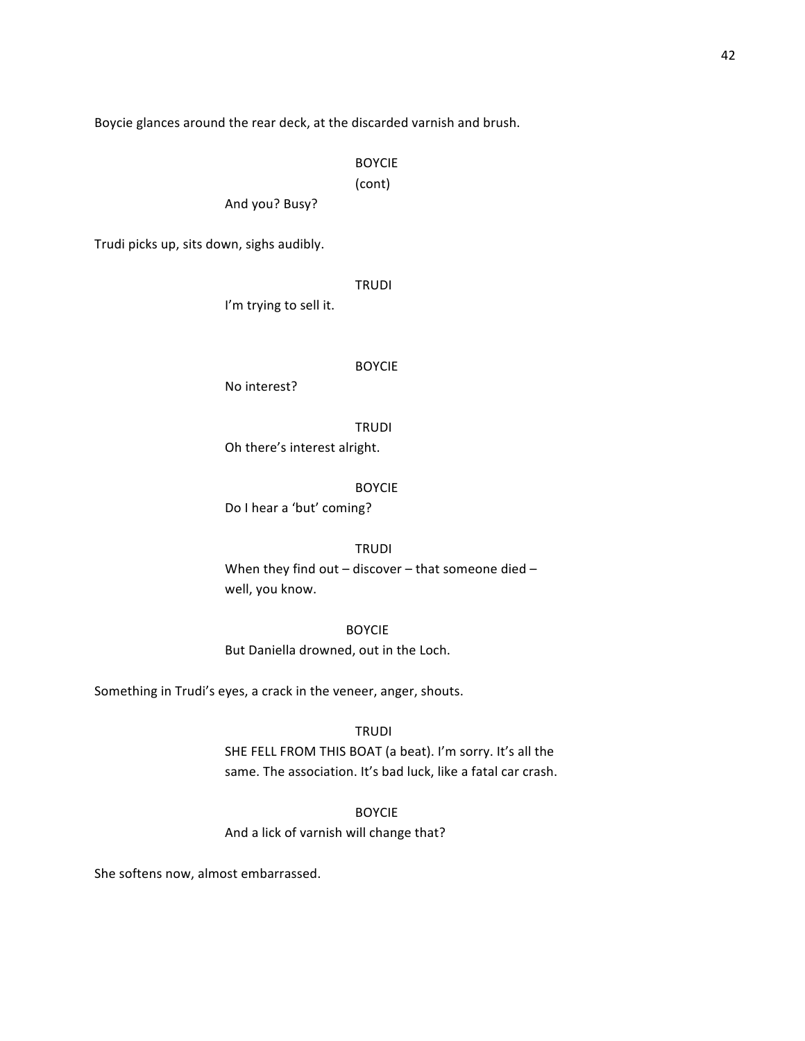Boycie glances around the rear deck, at the discarded varnish and brush.

BOYCIE
(cont)

And you? Busy?

Trudi picks up, sits down, sighs audibly.

TRUDI

I'm trying to sell it.

BOYCIE

No interest?

TRUDI

Oh there's interest alright.

BOYCIE

Do I hear a 'but' coming?

TRUDI

When they find out – discover – that someone died – well, you know.

BOYCIE

But Daniella drowned, out in the Loch.

Something in Trudi's eyes, a crack in the veneer, anger, shouts.

TRUDI

SHE FELL FROM THIS BOAT (a beat). I'm sorry. It's all the same. The association. It's bad luck, like a fatal car crash.

BOYCIE

And a lick of varnish will change that?

She softens now, almost embarrassed.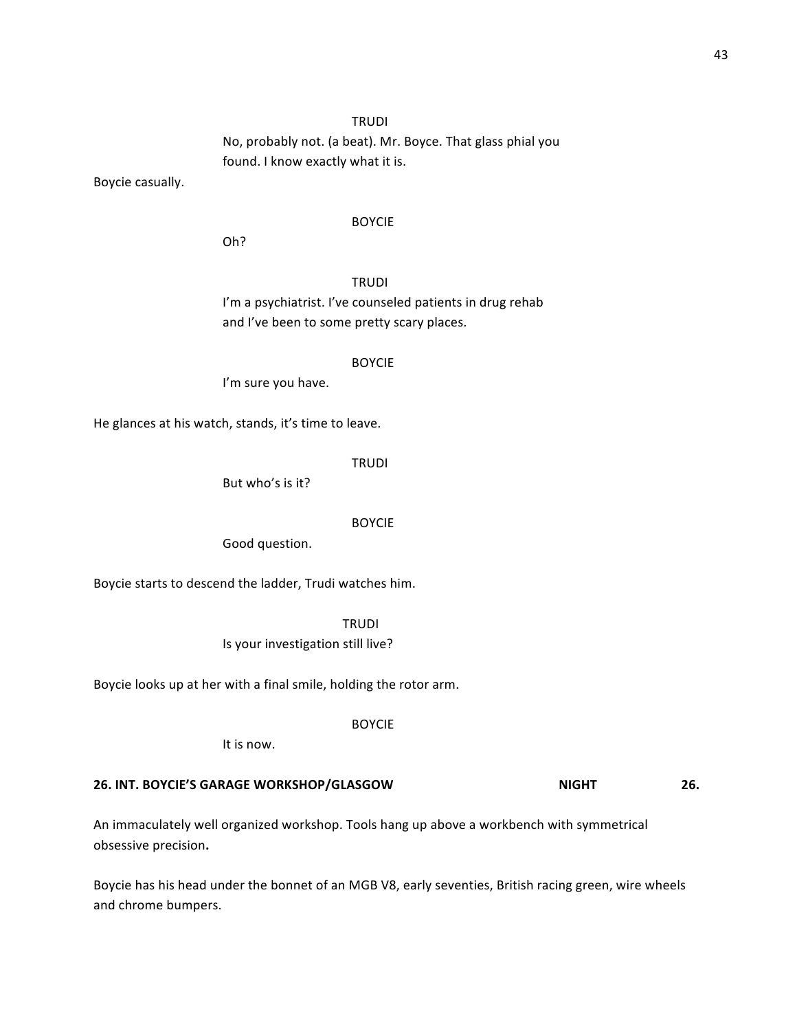TRUDI

No, probably not. (a beat). Mr. Boyce. That glass phial you found. I know exactly what it is.

Boycie casually.

BOYCIE

Oh?

TRUDI

I'm a psychiatrist. I've counseled patients in drug rehab and I've been to some pretty scary places.

BOYCIE

I'm sure you have.

He glances at his watch, stands, it's time to leave.

TRUDI

But who's is it?

BOYCIE

Good question.

Boycie starts to descend the ladder, Trudi watches him.

TRUDI

Is your investigation still live?

Boycie looks up at her with a final smile, holding the rotor arm.

BOYCIE

It is now.

**26. INT. BOYCIE'S GARAGE WORKSHOP/GLASGOW NIGHT 26.**

An immaculately well organized workshop. Tools hang up above a workbench with symmetrical obsessive precision**.**

Boycie has his head under the bonnet of an MGB V8, early seventies, British racing green, wire wheels and chrome bumpers.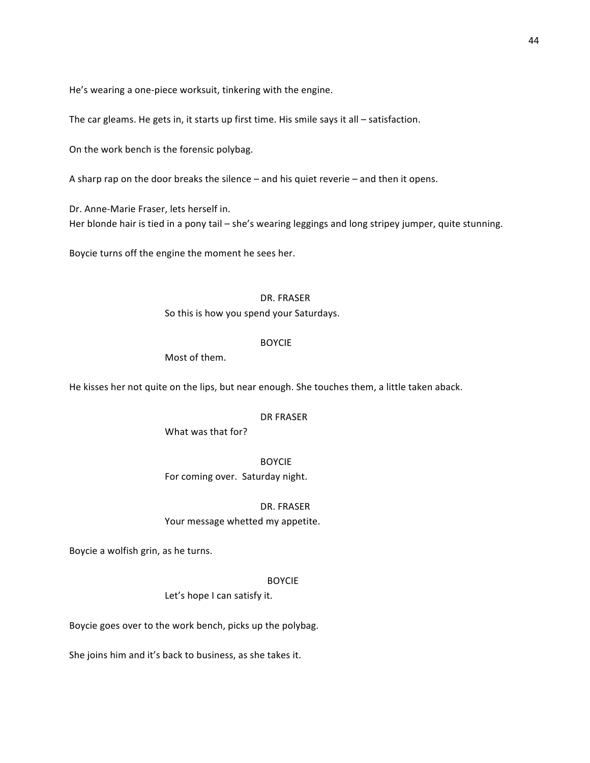He's wearing a one-piece worksuit, tinkering with the engine.

The car gleams. He gets in, it starts up first time. His smile says it all – satisfaction.

On the work bench is the forensic polybag.

A sharp rap on the door breaks the silence – and his quiet reverie – and then it opens.

Dr. Anne-Marie Fraser, lets herself in.
Her blonde hair is tied in a pony tail – she's wearing leggings and long stripey jumper, quite stunning.

Boycie turns off the engine the moment he sees her.

DR. FRASER
So this is how you spend your Saturdays.

BOYCIE
Most of them.

He kisses her not quite on the lips, but near enough. She touches them, a little taken aback.

DR FRASER
What was that for?

BOYCIE
For coming over. Saturday night.

DR. FRASER
Your message whetted my appetite.

Boycie a wolfish grin, as he turns.

BOYCIE
Let's hope I can satisfy it.

Boycie goes over to the work bench, picks up the polybag.

She joins him and it's back to business, as she takes it.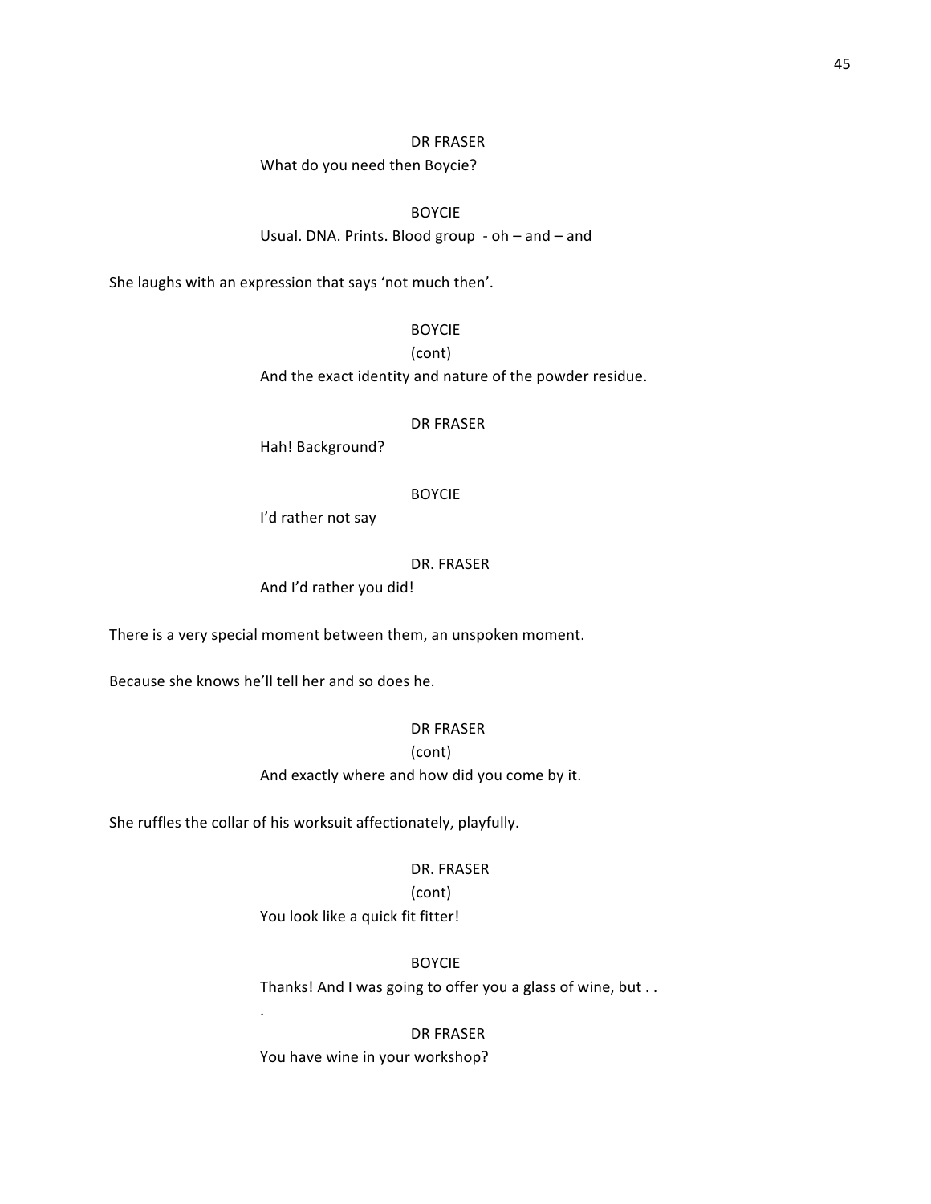DR FRASER

What do you need then Boycie?

BOYCIE

Usual. DNA. Prints. Blood group - oh – and – and

She laughs with an expression that says 'not much then'.

BOYCIE

(cont)

And the exact identity and nature of the powder residue.

DR FRASER

Hah! Background?

BOYCIE

I'd rather not say

DR. FRASER

And I'd rather you did!

There is a very special moment between them, an unspoken moment.

Because she knows he'll tell her and so does he.

DR FRASER

(cont)

And exactly where and how did you come by it.

She ruffles the collar of his worksuit affectionately, playfully.

DR. FRASER

(cont)

You look like a quick fit fitter!

BOYCIE

Thanks! And I was going to offer you a glass of wine, but . . .

DR FRASER

You have wine in your workshop?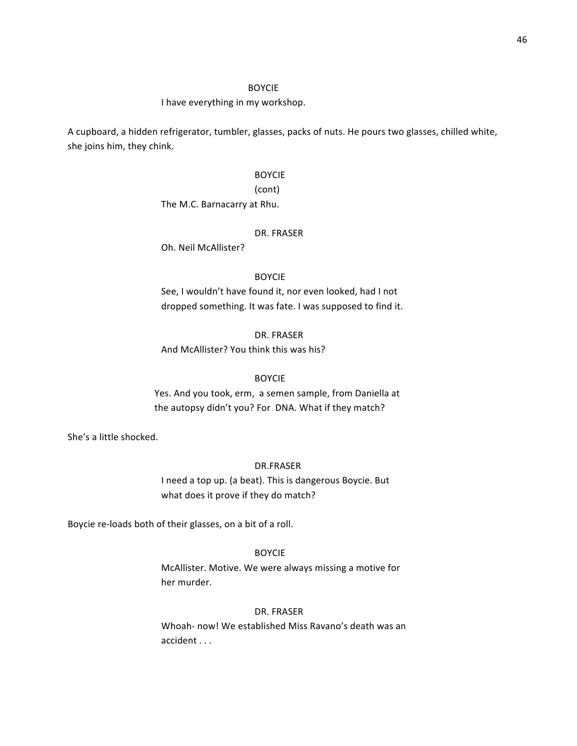BOYCIE

I have everything in my workshop.

A cupboard, a hidden refrigerator, tumbler, glasses, packs of nuts. He pours two glasses, chilled white, she joins him, they chink.

BOYCIE

(cont)

The M.C. Barnacarry at Rhu.

DR. FRASER

Oh. Neil McAllister?

BOYCIE

See, I wouldn't have found it, nor even looked, had I not dropped something. It was fate. I was supposed to find it.

DR. FRASER

And McAllister? You think this was his?

BOYCIE

Yes. And you took, erm, a semen sample, from Daniella at the autopsy didn't you? For DNA. What if they match?

She's a little shocked.

DR.FRASER

I need a top up. (a beat). This is dangerous Boycie. But what does it prove if they do match?

Boycie re-loads both of their glasses, on a bit of a roll.

BOYCIE

McAllister. Motive. We were always missing a motive for her murder.

DR. FRASER

Whoah- now! We established Miss Ravano's death was an accident . . .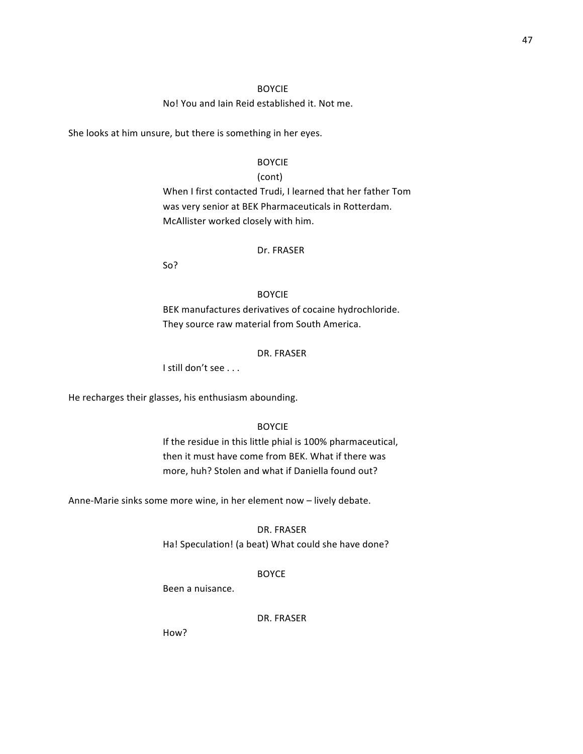BOYCIE

No! You and Iain Reid established it. Not me.

She looks at him unsure, but there is something in her eyes.

BOYCIE
(cont)

When I first contacted Trudi, I learned that her father Tom was very senior at BEK Pharmaceuticals in Rotterdam. McAllister worked closely with him.

Dr. FRASER

So?

BOYCIE

BEK manufactures derivatives of cocaine hydrochloride. They source raw material from South America.

DR. FRASER

I still don't see . . .

He recharges their glasses, his enthusiasm abounding.

BOYCIE

If the residue in this little phial is 100% pharmaceutical, then it must have come from BEK. What if there was more, huh? Stolen and what if Daniella found out?

Anne-Marie sinks some more wine, in her element now – lively debate.

DR. FRASER

Ha! Speculation! (a beat) What could she have done?

BOYCE

Been a nuisance.

DR. FRASER

How?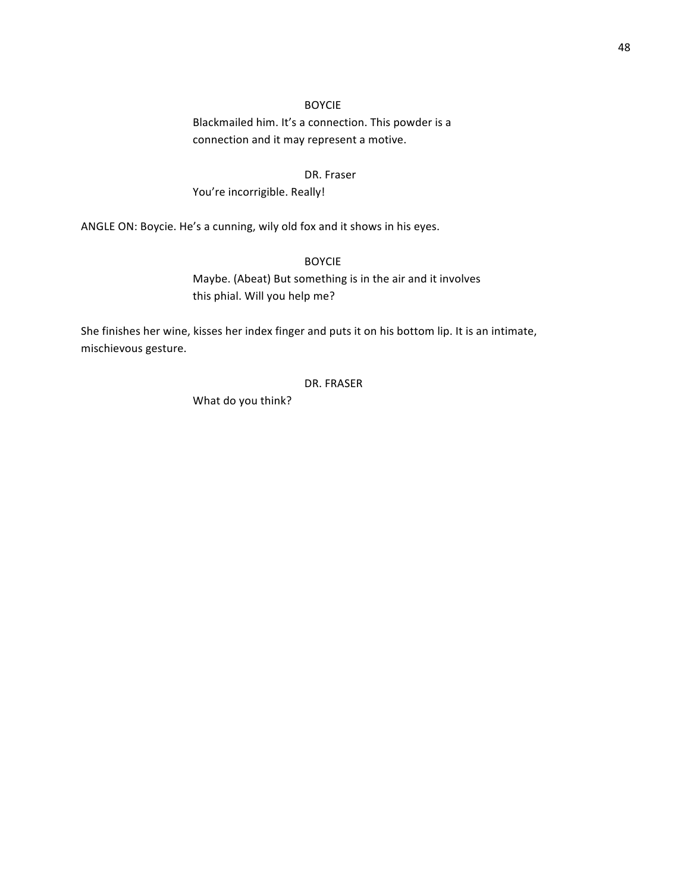BOYCIE

Blackmailed him. It's a connection. This powder is a connection and it may represent a motive.

DR. Fraser

You're incorrigible. Really!

ANGLE ON: Boycie. He's a cunning, wily old fox and it shows in his eyes.

BOYCIE

Maybe. (Abeat) But something is in the air and it involves this phial. Will you help me?

She finishes her wine, kisses her index finger and puts it on his bottom lip. It is an intimate, mischievous gesture.

DR. FRASER

What do you think?